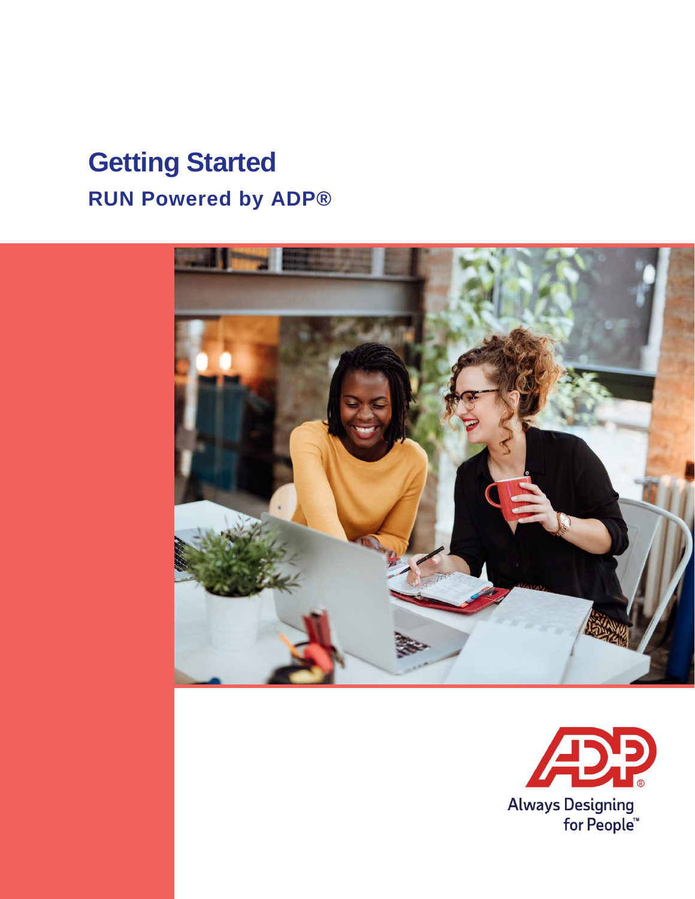# Getting Started

## RUN Powered by ADP®

Always Designing for People™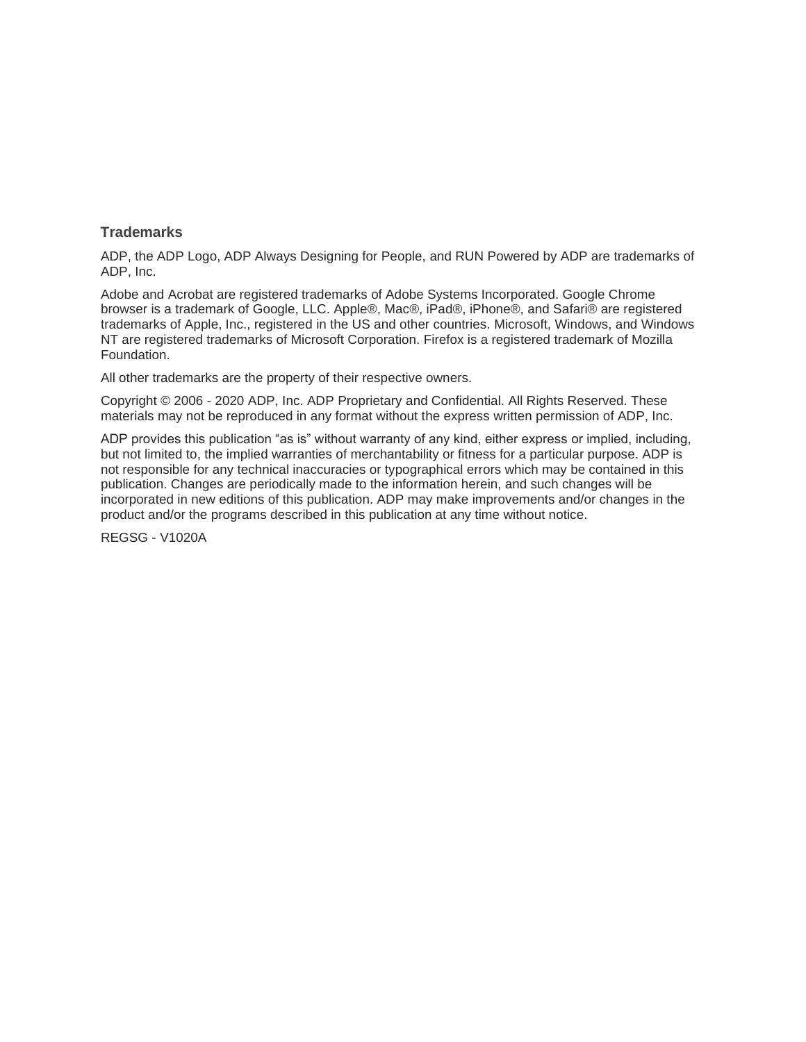## Trademarks

ADP, the ADP Logo, ADP Always Designing for People, and RUN Powered by ADP are trademarks of ADP, Inc.

Adobe and Acrobat are registered trademarks of Adobe Systems Incorporated. Google Chrome browser is a trademark of Google, LLC. Apple®, Mac®, iPad®, iPhone®, and Safari® are registered trademarks of Apple, Inc., registered in the US and other countries. Microsoft, Windows, and Windows NT are registered trademarks of Microsoft Corporation. Firefox is a registered trademark of Mozilla Foundation.

All other trademarks are the property of their respective owners.

Copyright © 2006 - 2020 ADP, Inc. ADP Proprietary and Confidential. All Rights Reserved. These materials may not be reproduced in any format without the express written permission of ADP, Inc.

ADP provides this publication "as is" without warranty of any kind, either express or implied, including, but not limited to, the implied warranties of merchantability or fitness for a particular purpose. ADP is not responsible for any technical inaccuracies or typographical errors which may be contained in this publication. Changes are periodically made to the information herein, and such changes will be incorporated in new editions of this publication. ADP may make improvements and/or changes in the product and/or the programs described in this publication at any time without notice.

REGSG - V1020A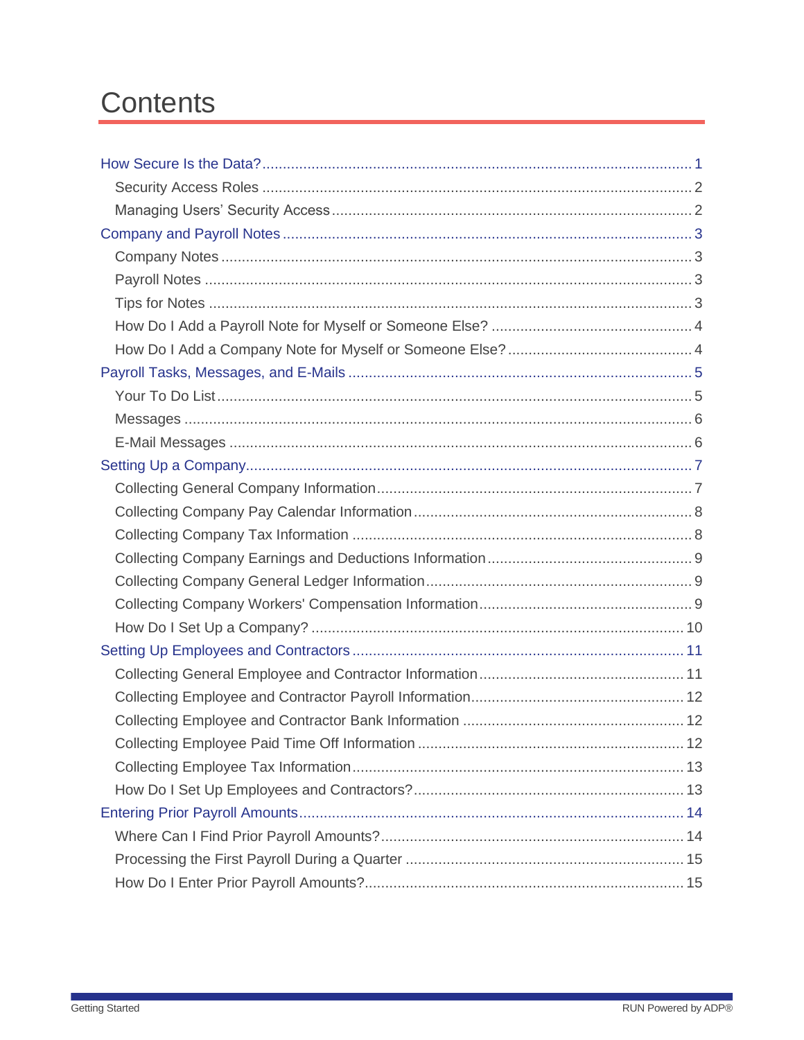# Contents

- How Secure Is the Data? ........ 1
  - Security Access Roles ........ 2
  - Managing Users' Security Access ........ 2
- Company and Payroll Notes ........ 3
  - Company Notes ........ 3
  - Payroll Notes ........ 3
  - Tips for Notes ........ 3
  - How Do I Add a Payroll Note for Myself or Someone Else? ........ 4
  - How Do I Add a Company Note for Myself or Someone Else? ........ 4
- Payroll Tasks, Messages, and E-Mails ........ 5
  - Your To Do List ........ 5
  - Messages ........ 6
  - E-Mail Messages ........ 6
- Setting Up a Company ........ 7
  - Collecting General Company Information ........ 7
  - Collecting Company Pay Calendar Information ........ 8
  - Collecting Company Tax Information ........ 8
  - Collecting Company Earnings and Deductions Information ........ 9
  - Collecting Company General Ledger Information ........ 9
  - Collecting Company Workers' Compensation Information ........ 9
  - How Do I Set Up a Company? ........ 10
- Setting Up Employees and Contractors ........ 11
  - Collecting General Employee and Contractor Information ........ 11
  - Collecting Employee and Contractor Payroll Information ........ 12
  - Collecting Employee and Contractor Bank Information ........ 12
  - Collecting Employee Paid Time Off Information ........ 12
  - Collecting Employee Tax Information ........ 13
  - How Do I Set Up Employees and Contractors? ........ 13
- Entering Prior Payroll Amounts ........ 14
  - Where Can I Find Prior Payroll Amounts? ........ 14
  - Processing the First Payroll During a Quarter ........ 15
  - How Do I Enter Prior Payroll Amounts? ........ 15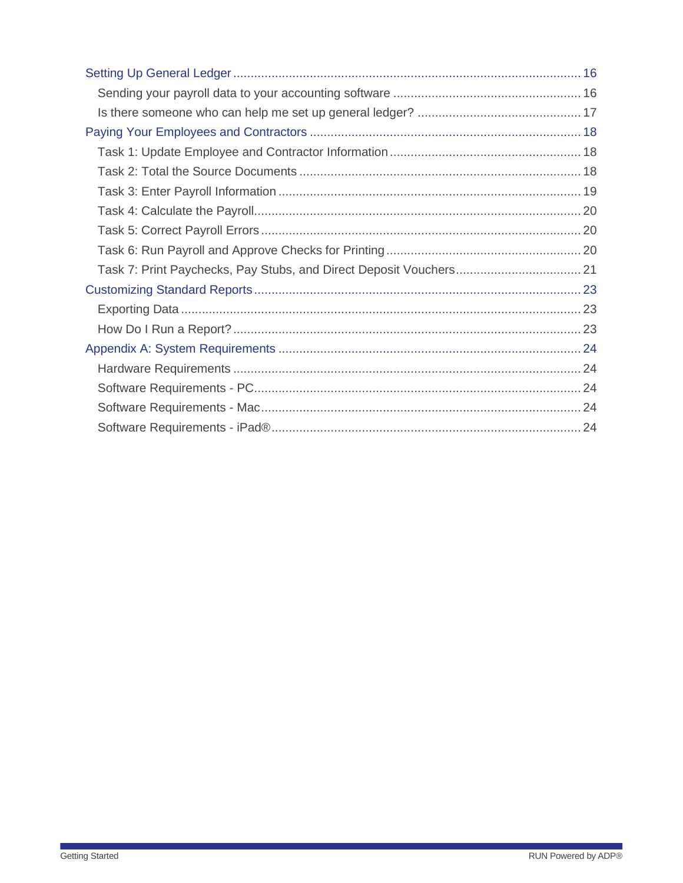- Setting Up General Ledger .................................................................................................... 16
  - Sending your payroll data to your accounting software ...................................................... 16
  - Is there someone who can help me set up general ledger? ............................................... 17
- Paying Your Employees and Contractors ............................................................................. 18
  - Task 1: Update Employee and Contractor Information ....................................................... 18
  - Task 2: Total the Source Documents ................................................................................. 18
  - Task 3: Enter Payroll Information ....................................................................................... 19
  - Task 4: Calculate the Payroll.............................................................................................. 20
  - Task 5: Correct Payroll Errors ............................................................................................ 20
  - Task 6: Run Payroll and Approve Checks for Printing ........................................................ 20
  - Task 7: Print Paychecks, Pay Stubs, and Direct Deposit Vouchers.................................... 21
- Customizing Standard Reports ............................................................................................. 23
  - Exporting Data ................................................................................................................... 23
  - How Do I Run a Report? .................................................................................................... 23
- Appendix A: System Requirements ...................................................................................... 24
  - Hardware Requirements .................................................................................................... 24
  - Software Requirements - PC.............................................................................................. 24
  - Software Requirements - Mac............................................................................................ 24
  - Software Requirements - iPad®......................................................................................... 24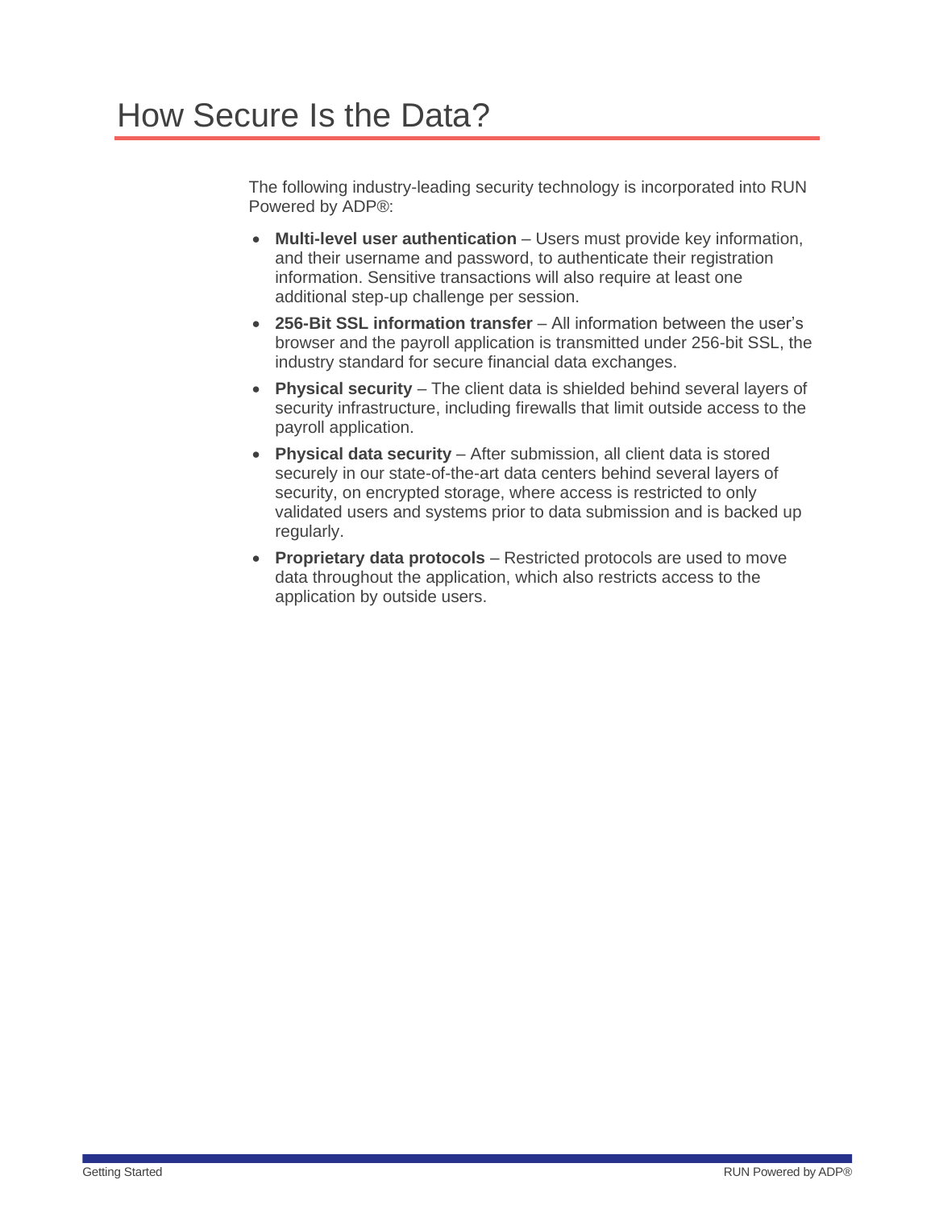# How Secure Is the Data?

The following industry-leading security technology is incorporated into RUN Powered by ADP®:

- **Multi-level user authentication** – Users must provide key information, and their username and password, to authenticate their registration information. Sensitive transactions will also require at least one additional step-up challenge per session.
- **256-Bit SSL information transfer** – All information between the user's browser and the payroll application is transmitted under 256-bit SSL, the industry standard for secure financial data exchanges.
- **Physical security** – The client data is shielded behind several layers of security infrastructure, including firewalls that limit outside access to the payroll application.
- **Physical data security** – After submission, all client data is stored securely in our state-of-the-art data centers behind several layers of security, on encrypted storage, where access is restricted to only validated users and systems prior to data submission and is backed up regularly.
- **Proprietary data protocols** – Restricted protocols are used to move data throughout the application, which also restricts access to the application by outside users.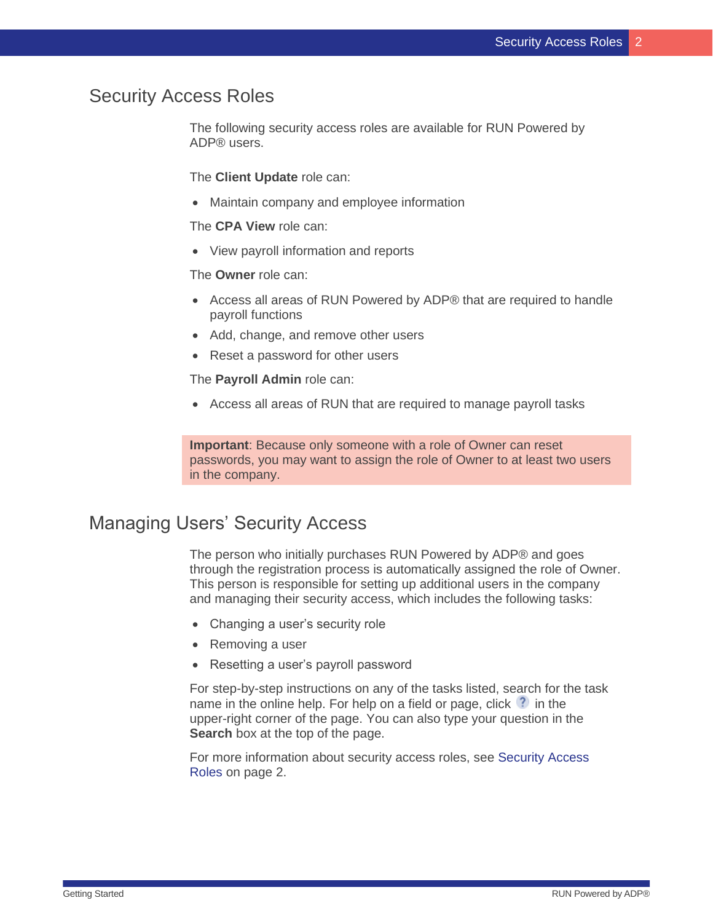# Security Access Roles

The following security access roles are available for RUN Powered by ADP® users.

The **Client Update** role can:

- Maintain company and employee information

The **CPA View** role can:

- View payroll information and reports

The **Owner** role can:

- Access all areas of RUN Powered by ADP® that are required to handle payroll functions
- Add, change, and remove other users
- Reset a password for other users

The **Payroll Admin** role can:

- Access all areas of RUN that are required to manage payroll tasks

**Important**: Because only someone with a role of Owner can reset passwords, you may want to assign the role of Owner to at least two users in the company.

# Managing Users' Security Access

The person who initially purchases RUN Powered by ADP® and goes through the registration process is automatically assigned the role of Owner. This person is responsible for setting up additional users in the company and managing their security access, which includes the following tasks:

- Changing a user's security role
- Removing a user
- Resetting a user's payroll password

For step-by-step instructions on any of the tasks listed, search for the task name in the online help. For help on a field or page, click ? in the upper-right corner of the page. You can also type your question in the **Search** box at the top of the page.

For more information about security access roles, see Security Access Roles on page 2.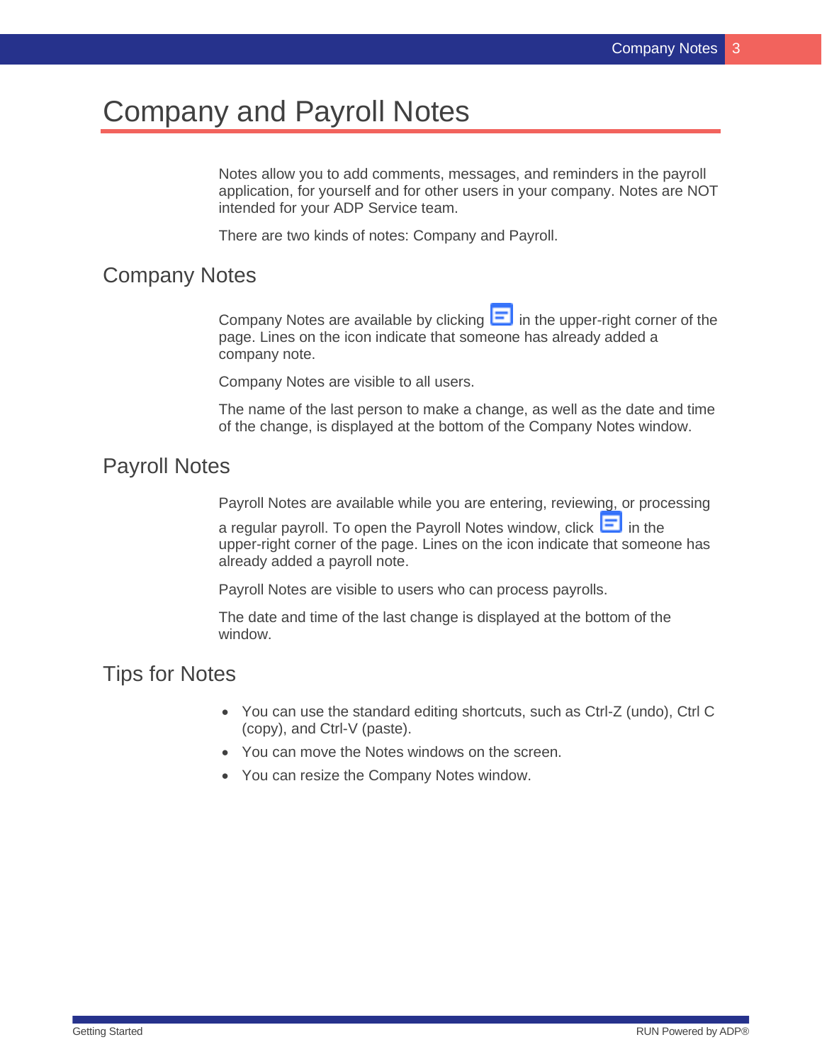# Company and Payroll Notes

Notes allow you to add comments, messages, and reminders in the payroll application, for yourself and for other users in your company. Notes are NOT intended for your ADP Service team.

There are two kinds of notes: Company and Payroll.

## Company Notes

Company Notes are available by clicking in the upper-right corner of the page. Lines on the icon indicate that someone has already added a company note.

Company Notes are visible to all users.

The name of the last person to make a change, as well as the date and time of the change, is displayed at the bottom of the Company Notes window.

## Payroll Notes

Payroll Notes are available while you are entering, reviewing, or processing a regular payroll. To open the Payroll Notes window, click in the upper-right corner of the page. Lines on the icon indicate that someone has already added a payroll note.

Payroll Notes are visible to users who can process payrolls.

The date and time of the last change is displayed at the bottom of the window.

## Tips for Notes

- You can use the standard editing shortcuts, such as Ctrl-Z (undo), Ctrl C (copy), and Ctrl-V (paste).
- You can move the Notes windows on the screen.
- You can resize the Company Notes window.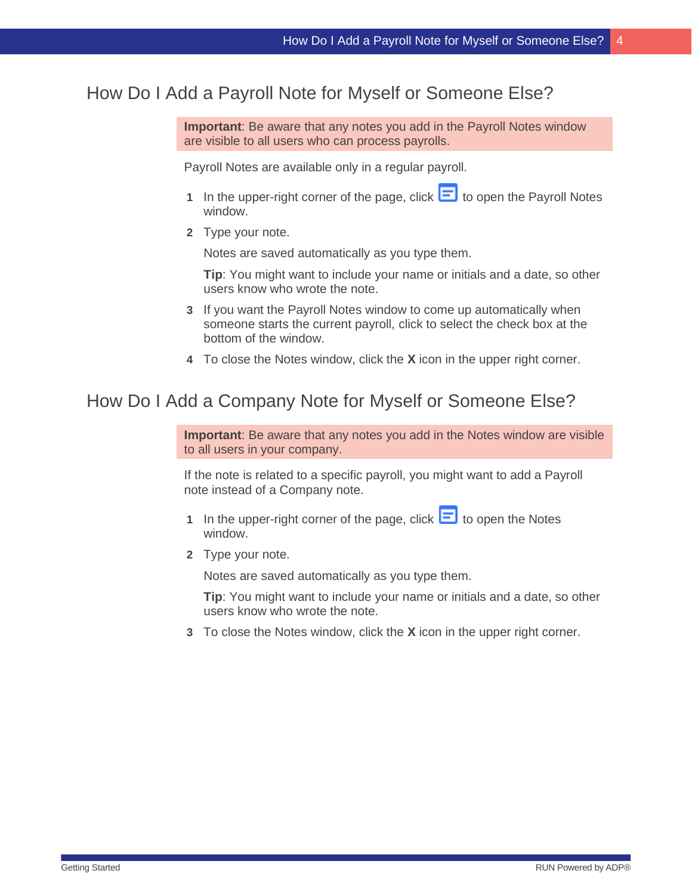# How Do I Add a Payroll Note for Myself or Someone Else?

**Important**: Be aware that any notes you add in the Payroll Notes window are visible to all users who can process payrolls.

Payroll Notes are available only in a regular payroll.

1. In the upper-right corner of the page, click to open the Payroll Notes window.
2. Type your note.

   Notes are saved automatically as you type them.

   **Tip**: You might want to include your name or initials and a date, so other users know who wrote the note.
3. If you want the Payroll Notes window to come up automatically when someone starts the current payroll, click to select the check box at the bottom of the window.
4. To close the Notes window, click the **X** icon in the upper right corner.

# How Do I Add a Company Note for Myself or Someone Else?

**Important**: Be aware that any notes you add in the Notes window are visible to all users in your company.

If the note is related to a specific payroll, you might want to add a Payroll note instead of a Company note.

1. In the upper-right corner of the page, click to open the Notes window.
2. Type your note.

   Notes are saved automatically as you type them.

   **Tip**: You might want to include your name or initials and a date, so other users know who wrote the note.
3. To close the Notes window, click the **X** icon in the upper right corner.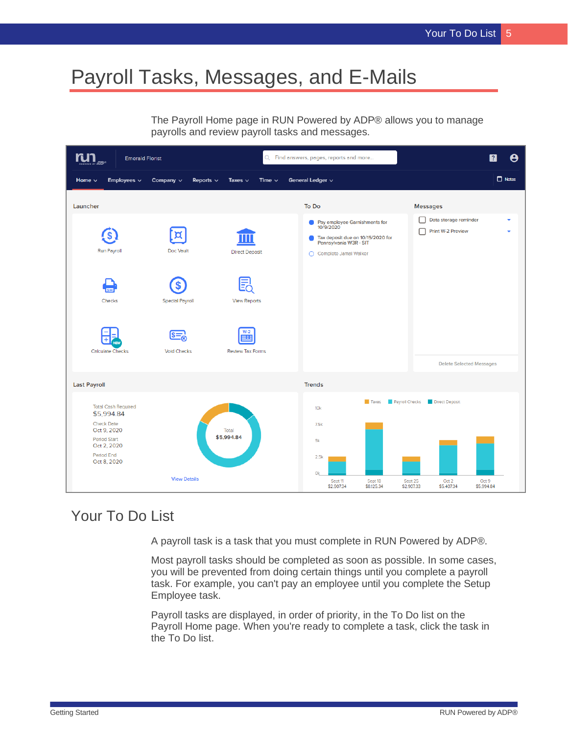# Payroll Tasks, Messages, and E-Mails

The Payroll Home page in RUN Powered by ADP® allows you to manage payrolls and review payroll tasks and messages.

## Your To Do List

A payroll task is a task that you must complete in RUN Powered by ADP®.

Most payroll tasks should be completed as soon as possible. In some cases, you will be prevented from doing certain things until you complete a payroll task. For example, you can't pay an employee until you complete the Setup Employee task.

Payroll tasks are displayed, in order of priority, in the To Do list on the Payroll Home page. When you're ready to complete a task, click the task in the To Do list.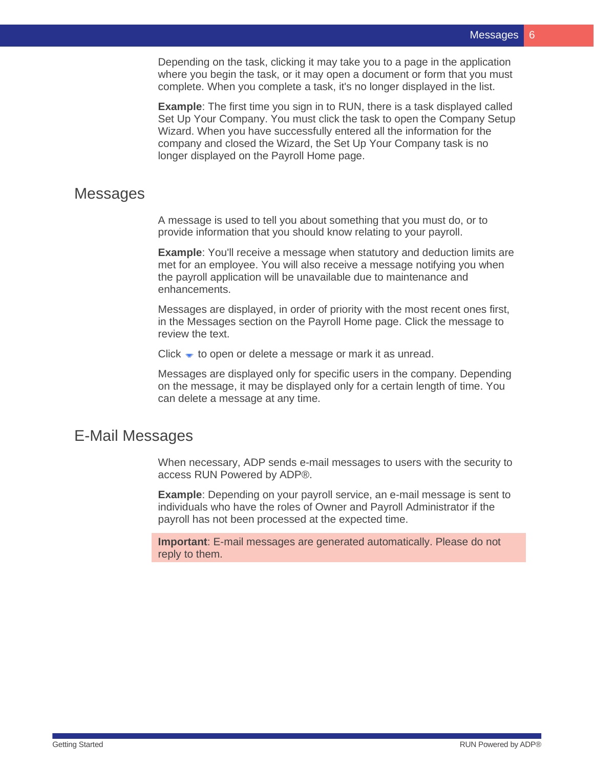Depending on the task, clicking it may take you to a page in the application where you begin the task, or it may open a document or form that you must complete. When you complete a task, it's no longer displayed in the list.

**Example**: The first time you sign in to RUN, there is a task displayed called Set Up Your Company. You must click the task to open the Company Setup Wizard. When you have successfully entered all the information for the company and closed the Wizard, the Set Up Your Company task is no longer displayed on the Payroll Home page.

## Messages

A message is used to tell you about something that you must do, or to provide information that you should know relating to your payroll.

**Example**: You'll receive a message when statutory and deduction limits are met for an employee. You will also receive a message notifying you when the payroll application will be unavailable due to maintenance and enhancements.

Messages are displayed, in order of priority with the most recent ones first, in the Messages section on the Payroll Home page. Click the message to review the text.

Click ▾ to open or delete a message or mark it as unread.

Messages are displayed only for specific users in the company. Depending on the message, it may be displayed only for a certain length of time. You can delete a message at any time.

## E-Mail Messages

When necessary, ADP sends e-mail messages to users with the security to access RUN Powered by ADP®.

**Example**: Depending on your payroll service, an e-mail message is sent to individuals who have the roles of Owner and Payroll Administrator if the payroll has not been processed at the expected time.

**Important**: E-mail messages are generated automatically. Please do not reply to them.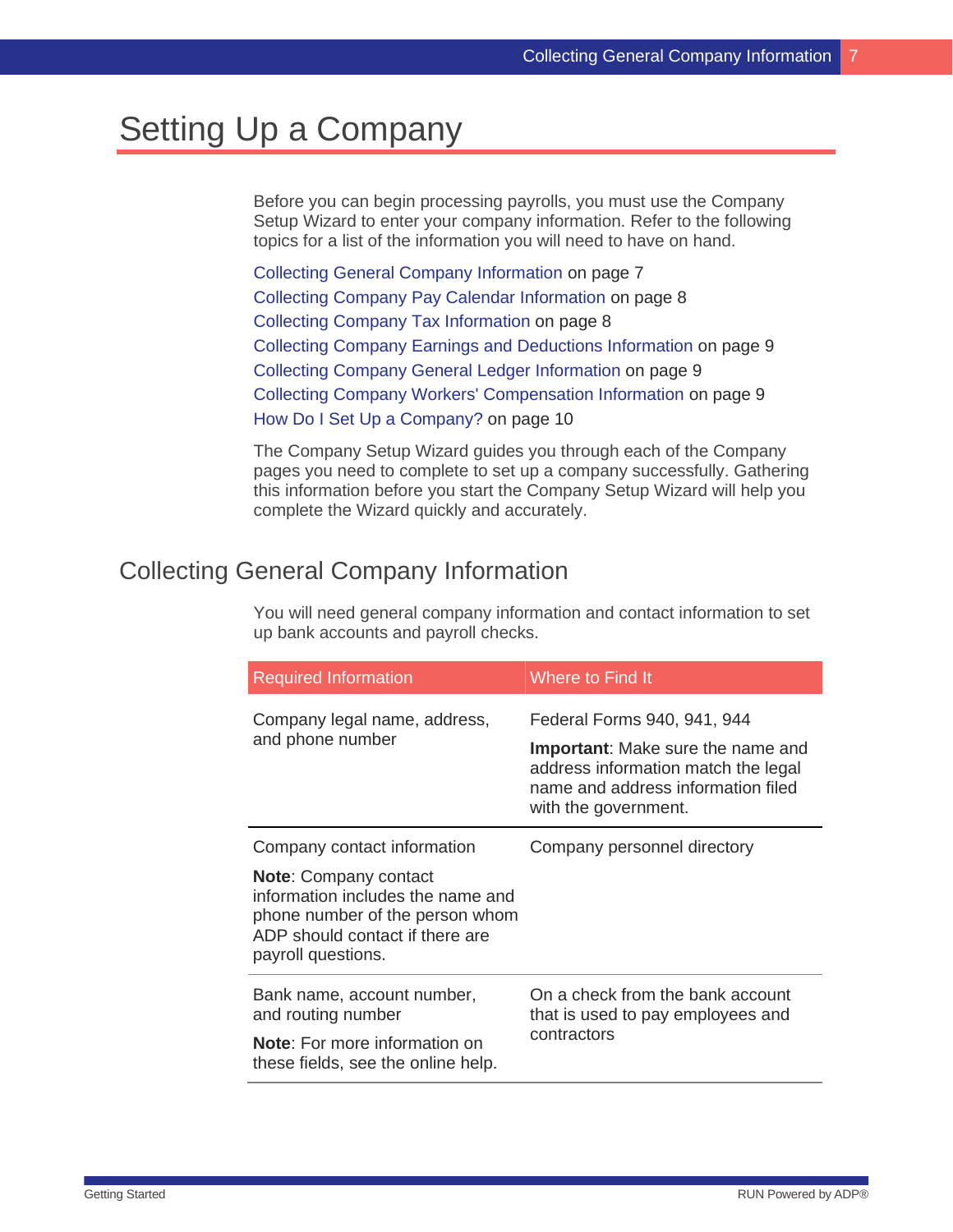# Setting Up a Company

Before you can begin processing payrolls, you must use the Company Setup Wizard to enter your company information. Refer to the following topics for a list of the information you will need to have on hand.

Collecting General Company Information on page 7
Collecting Company Pay Calendar Information on page 8
Collecting Company Tax Information on page 8
Collecting Company Earnings and Deductions Information on page 9
Collecting Company General Ledger Information on page 9
Collecting Company Workers' Compensation Information on page 9
How Do I Set Up a Company? on page 10

The Company Setup Wizard guides you through each of the Company pages you need to complete to set up a company successfully. Gathering this information before you start the Company Setup Wizard will help you complete the Wizard quickly and accurately.

## Collecting General Company Information

You will need general company information and contact information to set up bank accounts and payroll checks.

| Required Information | Where to Find It |
|---|---|
| Company legal name, address, and phone number | Federal Forms 940, 941, 944<br><br>**Important**: Make sure the name and address information match the legal name and address information filed with the government. |
| Company contact information<br><br>**Note**: Company contact information includes the name and phone number of the person whom ADP should contact if there are payroll questions. | Company personnel directory |
| Bank name, account number, and routing number<br><br>**Note**: For more information on these fields, see the online help. | On a check from the bank account that is used to pay employees and contractors |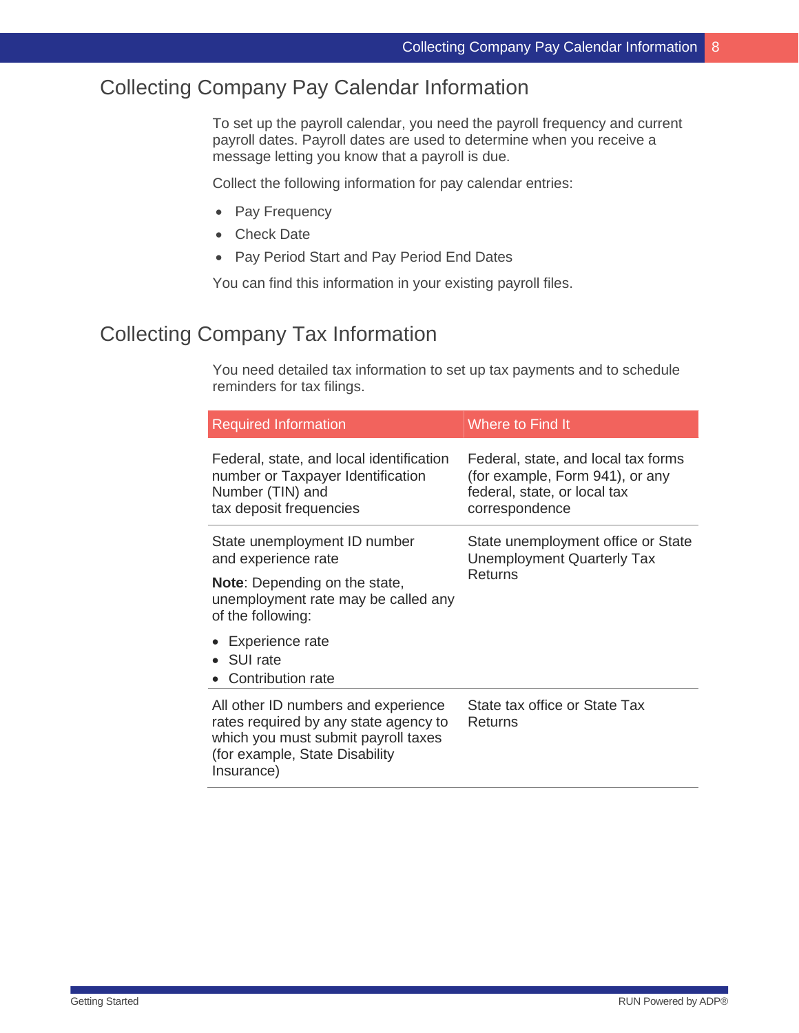## Collecting Company Pay Calendar Information

To set up the payroll calendar, you need the payroll frequency and current payroll dates. Payroll dates are used to determine when you receive a message letting you know that a payroll is due.

Collect the following information for pay calendar entries:

- Pay Frequency
- Check Date
- Pay Period Start and Pay Period End Dates

You can find this information in your existing payroll files.

## Collecting Company Tax Information

You need detailed tax information to set up tax payments and to schedule reminders for tax filings.

| Required Information | Where to Find It |
| --- | --- |
| Federal, state, and local identification number or Taxpayer Identification Number (TIN) and tax deposit frequencies | Federal, state, and local tax forms (for example, Form 941), or any federal, state, or local tax correspondence |
| State unemployment ID number and experience rate<br><br>**Note**: Depending on the state, unemployment rate may be called any of the following:<br><br>• Experience rate<br>• SUI rate<br>• Contribution rate | State unemployment office or State Unemployment Quarterly Tax Returns |
| All other ID numbers and experience rates required by any state agency to which you must submit payroll taxes (for example, State Disability Insurance) | State tax office or State Tax Returns |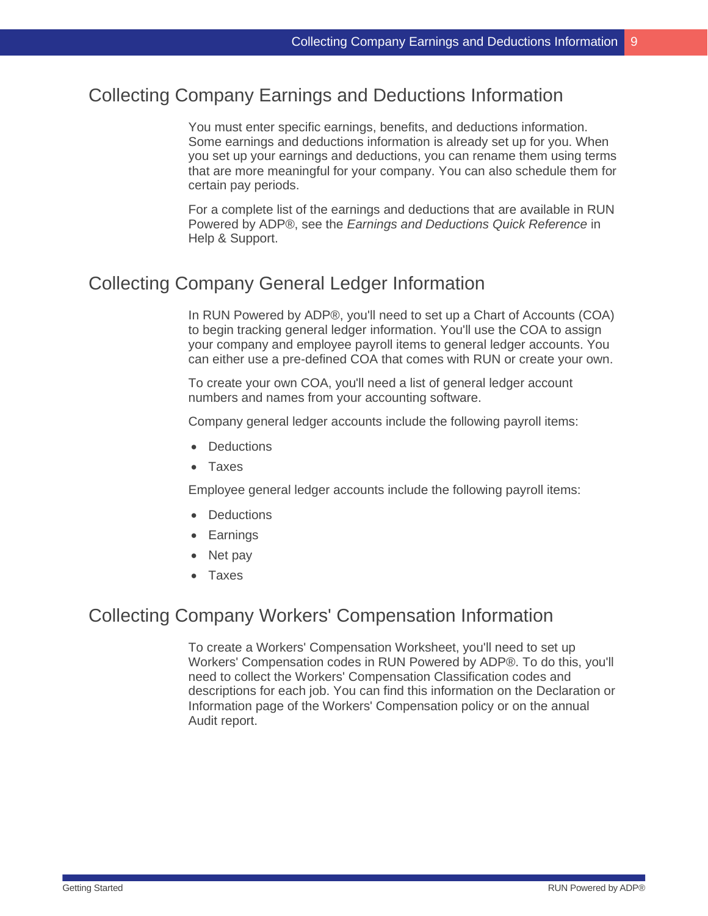## Collecting Company Earnings and Deductions Information

You must enter specific earnings, benefits, and deductions information. Some earnings and deductions information is already set up for you. When you set up your earnings and deductions, you can rename them using terms that are more meaningful for your company. You can also schedule them for certain pay periods.

For a complete list of the earnings and deductions that are available in RUN Powered by ADP®, see the *Earnings and Deductions Quick Reference* in Help & Support.

## Collecting Company General Ledger Information

In RUN Powered by ADP®, you'll need to set up a Chart of Accounts (COA) to begin tracking general ledger information. You'll use the COA to assign your company and employee payroll items to general ledger accounts. You can either use a pre-defined COA that comes with RUN or create your own.

To create your own COA, you'll need a list of general ledger account numbers and names from your accounting software.

Company general ledger accounts include the following payroll items:

- Deductions
- Taxes

Employee general ledger accounts include the following payroll items:

- Deductions
- Earnings
- Net pay
- Taxes

## Collecting Company Workers' Compensation Information

To create a Workers' Compensation Worksheet, you'll need to set up Workers' Compensation codes in RUN Powered by ADP®. To do this, you'll need to collect the Workers' Compensation Classification codes and descriptions for each job. You can find this information on the Declaration or Information page of the Workers' Compensation policy or on the annual Audit report.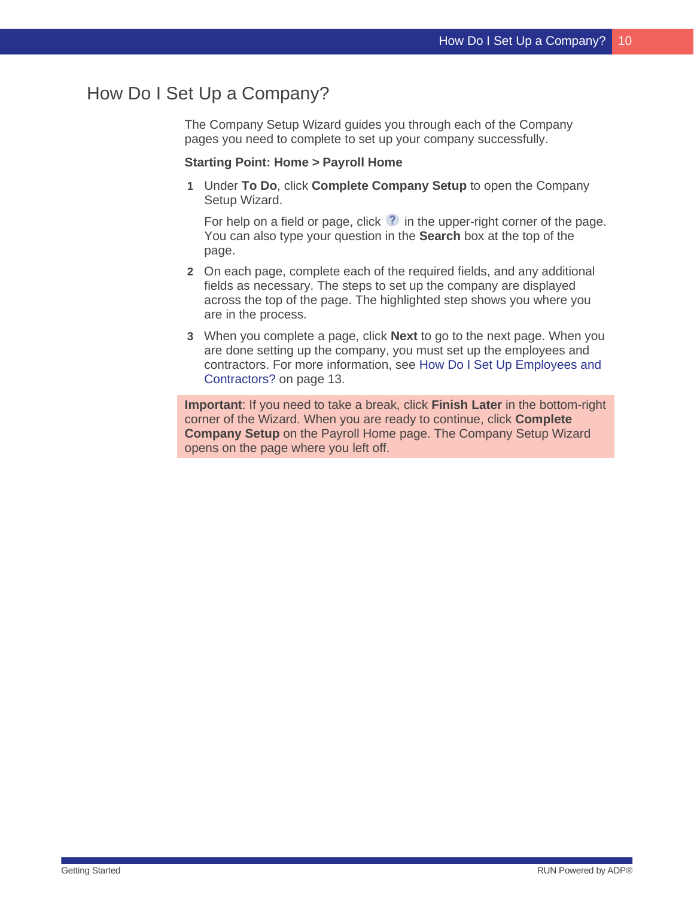# How Do I Set Up a Company?

The Company Setup Wizard guides you through each of the Company pages you need to complete to set up your company successfully.

**Starting Point: Home > Payroll Home**

1. Under **To Do**, click **Complete Company Setup** to open the Company Setup Wizard.

   For help on a field or page, click ? in the upper-right corner of the page. You can also type your question in the **Search** box at the top of the page.

2. On each page, complete each of the required fields, and any additional fields as necessary. The steps to set up the company are displayed across the top of the page. The highlighted step shows you where you are in the process.

3. When you complete a page, click **Next** to go to the next page. When you are done setting up the company, you must set up the employees and contractors. For more information, see How Do I Set Up Employees and Contractors? on page 13.

**Important**: If you need to take a break, click **Finish Later** in the bottom-right corner of the Wizard. When you are ready to continue, click **Complete Company Setup** on the Payroll Home page. The Company Setup Wizard opens on the page where you left off.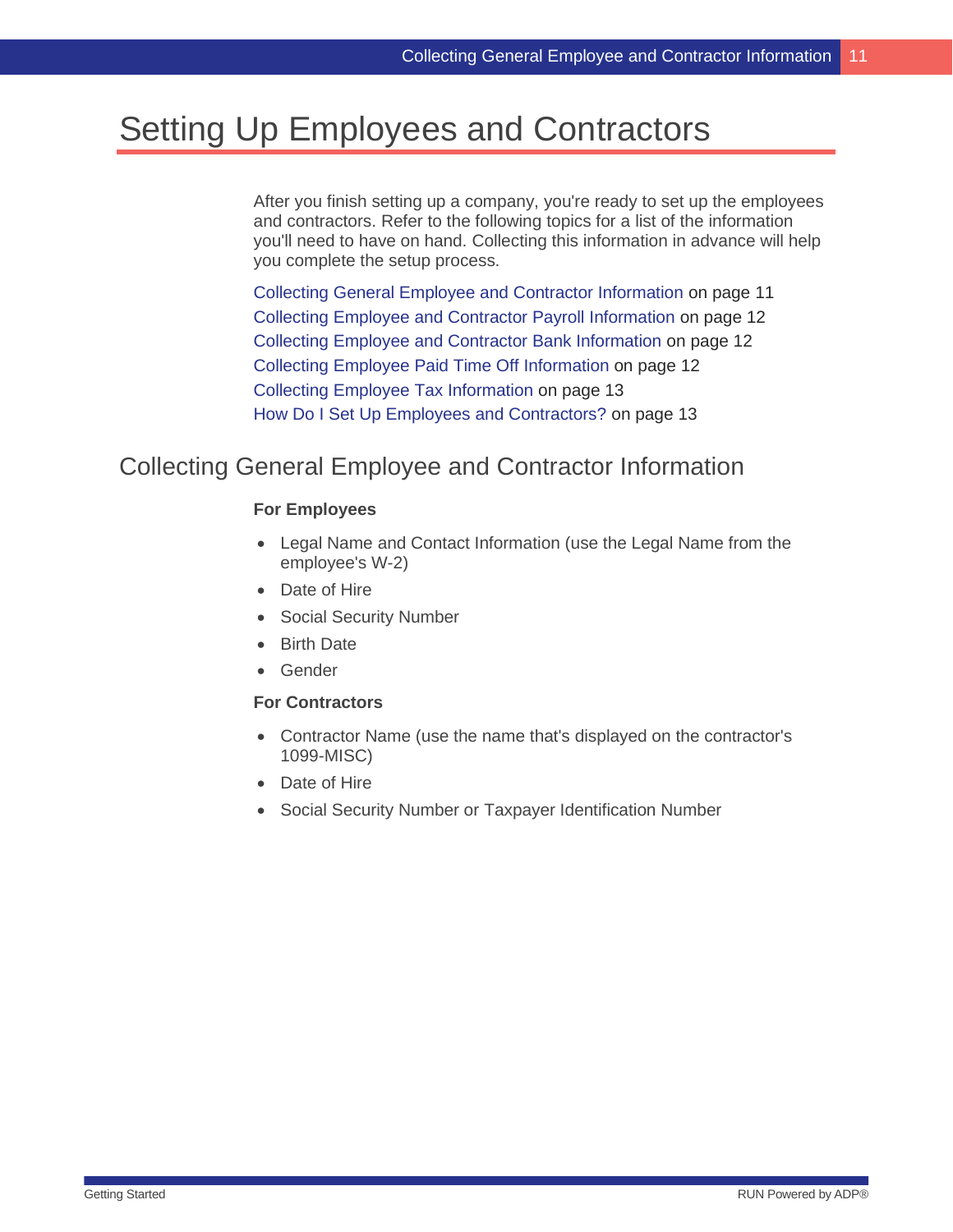# Setting Up Employees and Contractors

After you finish setting up a company, you're ready to set up the employees and contractors. Refer to the following topics for a list of the information you'll need to have on hand. Collecting this information in advance will help you complete the setup process.

Collecting General Employee and Contractor Information on page 11
Collecting Employee and Contractor Payroll Information on page 12
Collecting Employee and Contractor Bank Information on page 12
Collecting Employee Paid Time Off Information on page 12
Collecting Employee Tax Information on page 13
How Do I Set Up Employees and Contractors? on page 13

## Collecting General Employee and Contractor Information

**For Employees**

- Legal Name and Contact Information (use the Legal Name from the employee's W-2)
- Date of Hire
- Social Security Number
- Birth Date
- Gender

**For Contractors**

- Contractor Name (use the name that's displayed on the contractor's 1099-MISC)
- Date of Hire
- Social Security Number or Taxpayer Identification Number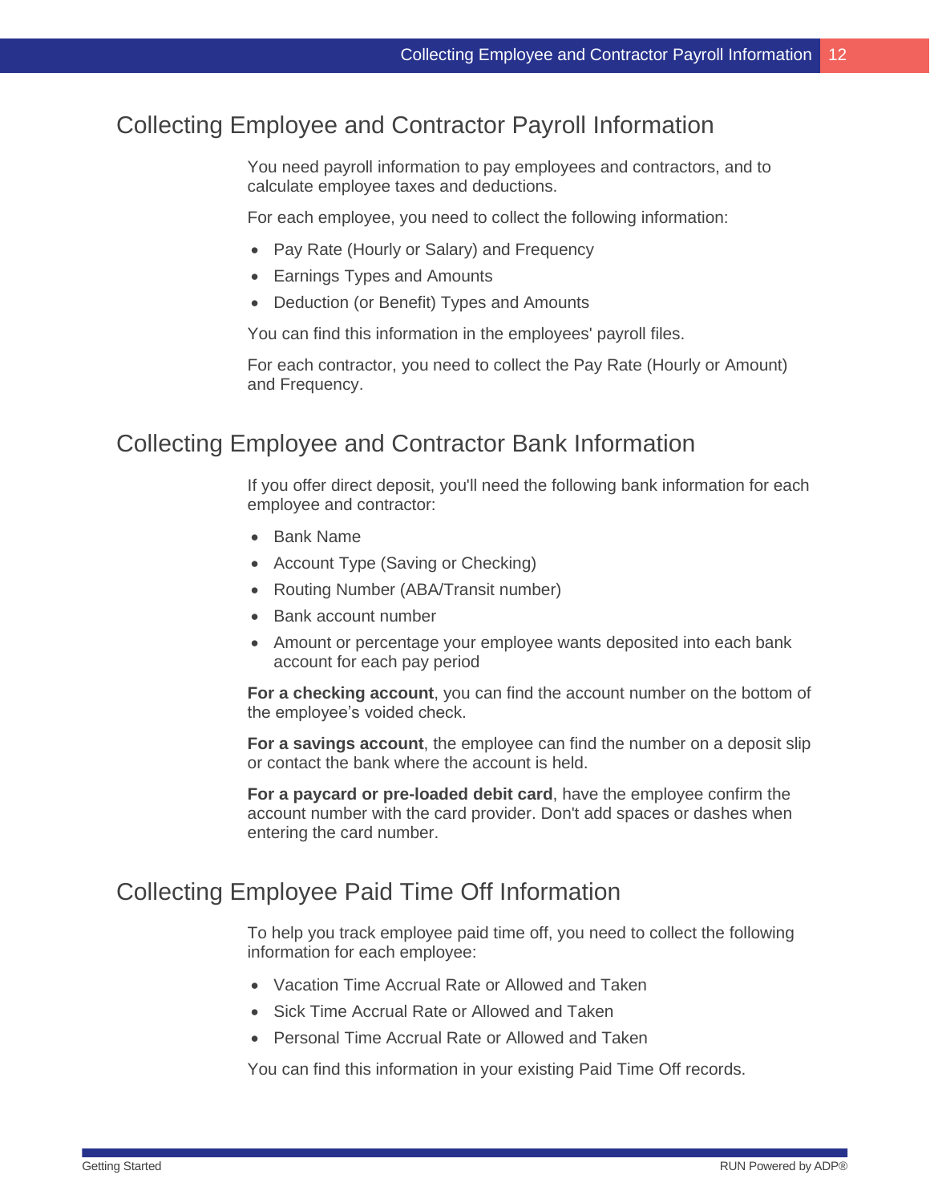## Collecting Employee and Contractor Payroll Information

You need payroll information to pay employees and contractors, and to calculate employee taxes and deductions.

For each employee, you need to collect the following information:

- Pay Rate (Hourly or Salary) and Frequency
- Earnings Types and Amounts
- Deduction (or Benefit) Types and Amounts

You can find this information in the employees' payroll files.

For each contractor, you need to collect the Pay Rate (Hourly or Amount) and Frequency.

## Collecting Employee and Contractor Bank Information

If you offer direct deposit, you'll need the following bank information for each employee and contractor:

- Bank Name
- Account Type (Saving or Checking)
- Routing Number (ABA/Transit number)
- Bank account number
- Amount or percentage your employee wants deposited into each bank account for each pay period

**For a checking account**, you can find the account number on the bottom of the employee's voided check.

**For a savings account**, the employee can find the number on a deposit slip or contact the bank where the account is held.

**For a paycard or pre-loaded debit card**, have the employee confirm the account number with the card provider. Don't add spaces or dashes when entering the card number.

## Collecting Employee Paid Time Off Information

To help you track employee paid time off, you need to collect the following information for each employee:

- Vacation Time Accrual Rate or Allowed and Taken
- Sick Time Accrual Rate or Allowed and Taken
- Personal Time Accrual Rate or Allowed and Taken

You can find this information in your existing Paid Time Off records.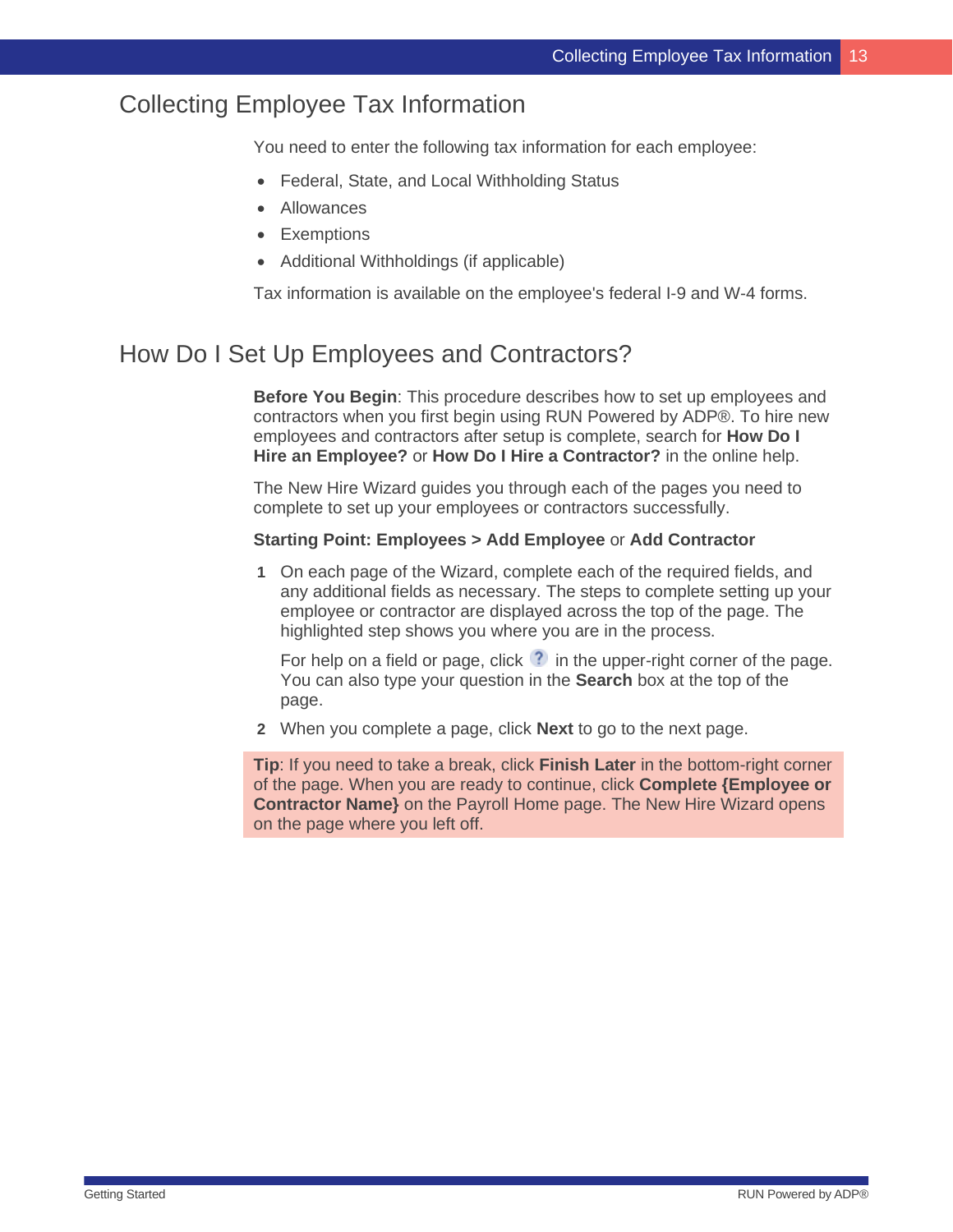## Collecting Employee Tax Information

You need to enter the following tax information for each employee:

- Federal, State, and Local Withholding Status
- Allowances
- Exemptions
- Additional Withholdings (if applicable)

Tax information is available on the employee's federal I-9 and W-4 forms.

## How Do I Set Up Employees and Contractors?

**Before You Begin**: This procedure describes how to set up employees and contractors when you first begin using RUN Powered by ADP®. To hire new employees and contractors after setup is complete, search for **How Do I Hire an Employee?** or **How Do I Hire a Contractor?** in the online help.

The New Hire Wizard guides you through each of the pages you need to complete to set up your employees or contractors successfully.

**Starting Point: Employees > Add Employee** or **Add Contractor**

1. On each page of the Wizard, complete each of the required fields, and any additional fields as necessary. The steps to complete setting up your employee or contractor are displayed across the top of the page. The highlighted step shows you where you are in the process.

   For help on a field or page, click ? in the upper-right corner of the page. You can also type your question in the **Search** box at the top of the page.

2. When you complete a page, click **Next** to go to the next page.

**Tip**: If you need to take a break, click **Finish Later** in the bottom-right corner of the page. When you are ready to continue, click **Complete {Employee or Contractor Name}** on the Payroll Home page. The New Hire Wizard opens on the page where you left off.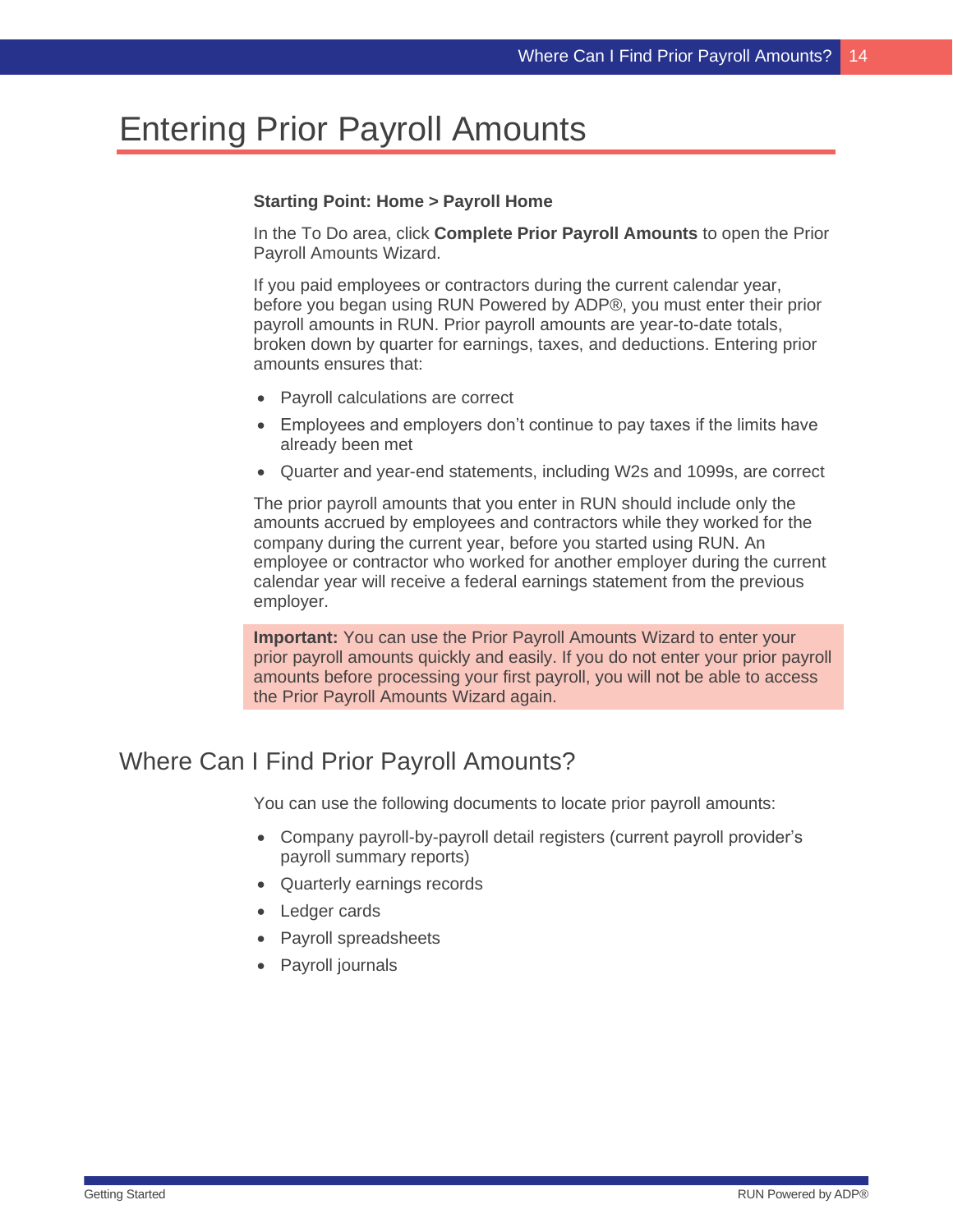# Entering Prior Payroll Amounts

**Starting Point: Home > Payroll Home**

In the To Do area, click **Complete Prior Payroll Amounts** to open the Prior Payroll Amounts Wizard.

If you paid employees or contractors during the current calendar year, before you began using RUN Powered by ADP®, you must enter their prior payroll amounts in RUN. Prior payroll amounts are year-to-date totals, broken down by quarter for earnings, taxes, and deductions. Entering prior amounts ensures that:

- Payroll calculations are correct
- Employees and employers don't continue to pay taxes if the limits have already been met
- Quarter and year-end statements, including W2s and 1099s, are correct

The prior payroll amounts that you enter in RUN should include only the amounts accrued by employees and contractors while they worked for the company during the current year, before you started using RUN. An employee or contractor who worked for another employer during the current calendar year will receive a federal earnings statement from the previous employer.

> **Important:** You can use the Prior Payroll Amounts Wizard to enter your prior payroll amounts quickly and easily. If you do not enter your prior payroll amounts before processing your first payroll, you will not be able to access the Prior Payroll Amounts Wizard again.

## Where Can I Find Prior Payroll Amounts?

You can use the following documents to locate prior payroll amounts:

- Company payroll-by-payroll detail registers (current payroll provider's payroll summary reports)
- Quarterly earnings records
- Ledger cards
- Payroll spreadsheets
- Payroll journals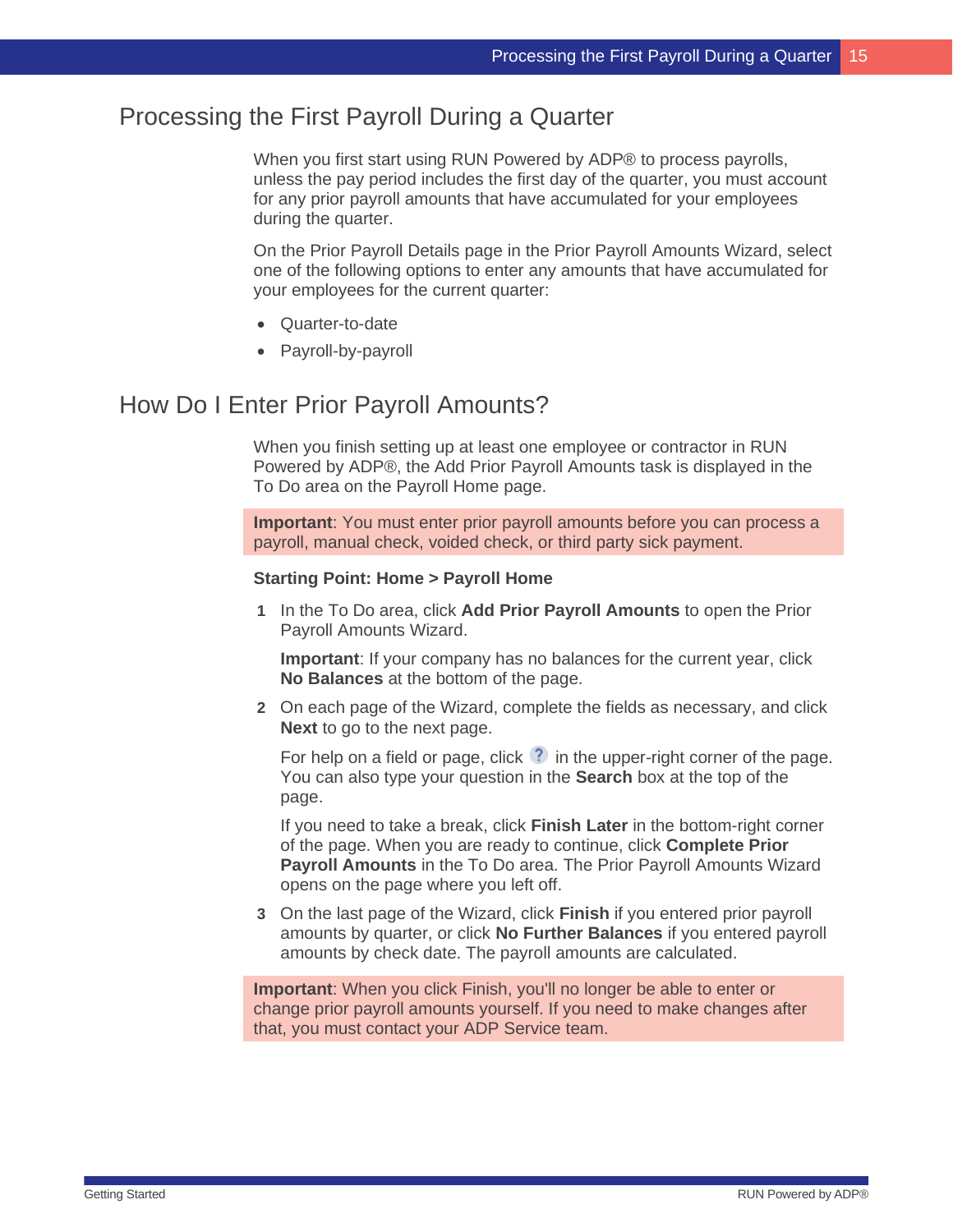## Processing the First Payroll During a Quarter

When you first start using RUN Powered by ADP® to process payrolls, unless the pay period includes the first day of the quarter, you must account for any prior payroll amounts that have accumulated for your employees during the quarter.

On the Prior Payroll Details page in the Prior Payroll Amounts Wizard, select one of the following options to enter any amounts that have accumulated for your employees for the current quarter:

- Quarter-to-date
- Payroll-by-payroll

## How Do I Enter Prior Payroll Amounts?

When you finish setting up at least one employee or contractor in RUN Powered by ADP®, the Add Prior Payroll Amounts task is displayed in the To Do area on the Payroll Home page.

**Important**: You must enter prior payroll amounts before you can process a payroll, manual check, voided check, or third party sick payment.

**Starting Point: Home > Payroll Home**

1. In the To Do area, click **Add Prior Payroll Amounts** to open the Prior Payroll Amounts Wizard.

   **Important**: If your company has no balances for the current year, click **No Balances** at the bottom of the page.

2. On each page of the Wizard, complete the fields as necessary, and click **Next** to go to the next page.

   For help on a field or page, click ? in the upper-right corner of the page. You can also type your question in the **Search** box at the top of the page.

   If you need to take a break, click **Finish Later** in the bottom-right corner of the page. When you are ready to continue, click **Complete Prior Payroll Amounts** in the To Do area. The Prior Payroll Amounts Wizard opens on the page where you left off.

3. On the last page of the Wizard, click **Finish** if you entered prior payroll amounts by quarter, or click **No Further Balances** if you entered payroll amounts by check date. The payroll amounts are calculated.

**Important**: When you click Finish, you'll no longer be able to enter or change prior payroll amounts yourself. If you need to make changes after that, you must contact your ADP Service team.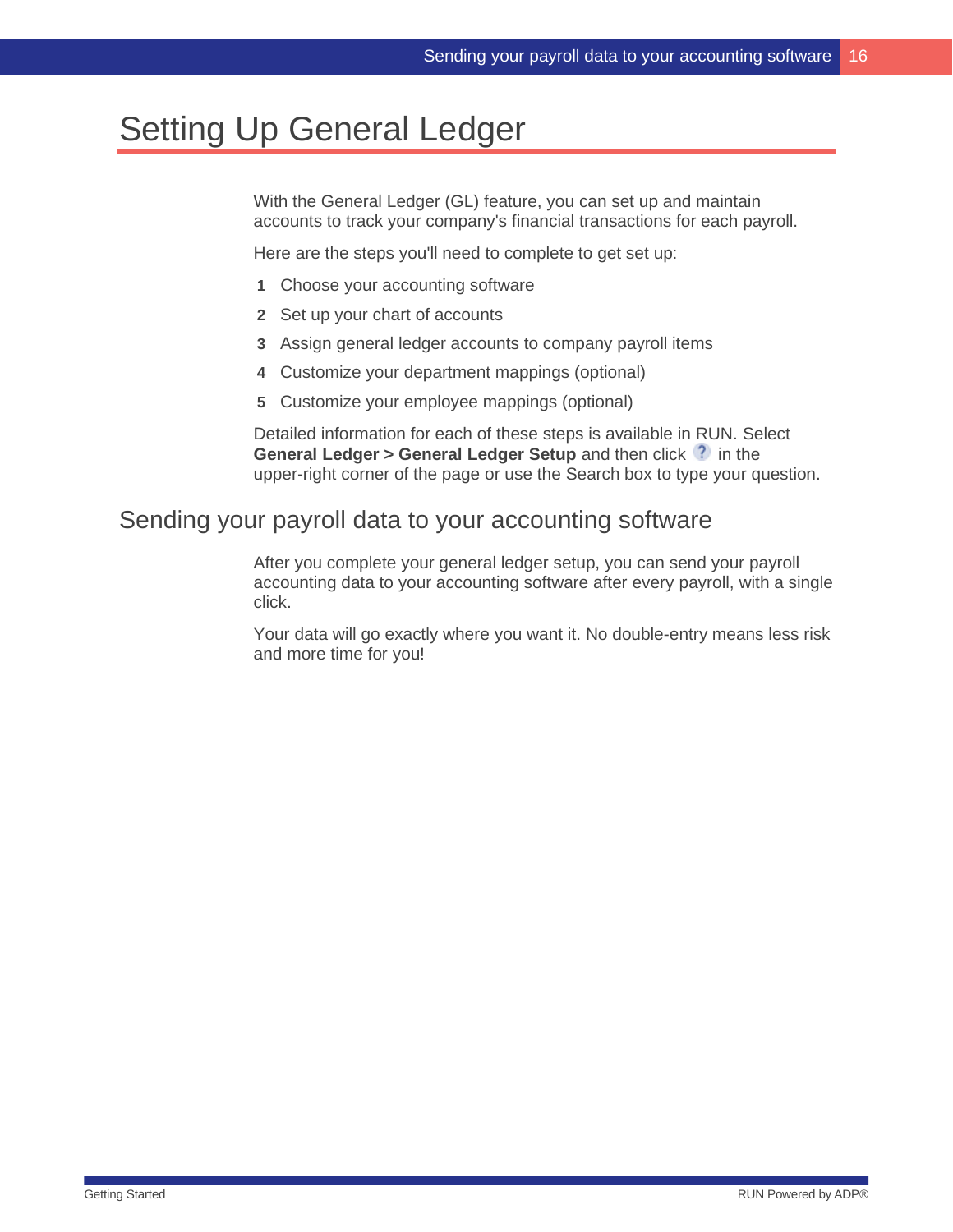# Setting Up General Ledger

With the General Ledger (GL) feature, you can set up and maintain accounts to track your company's financial transactions for each payroll.

Here are the steps you'll need to complete to get set up:

1. Choose your accounting software
2. Set up your chart of accounts
3. Assign general ledger accounts to company payroll items
4. Customize your department mappings (optional)
5. Customize your employee mappings (optional)

Detailed information for each of these steps is available in RUN. Select **General Ledger > General Ledger Setup** and then click ? in the upper-right corner of the page or use the Search box to type your question.

## Sending your payroll data to your accounting software

After you complete your general ledger setup, you can send your payroll accounting data to your accounting software after every payroll, with a single click.

Your data will go exactly where you want it. No double-entry means less risk and more time for you!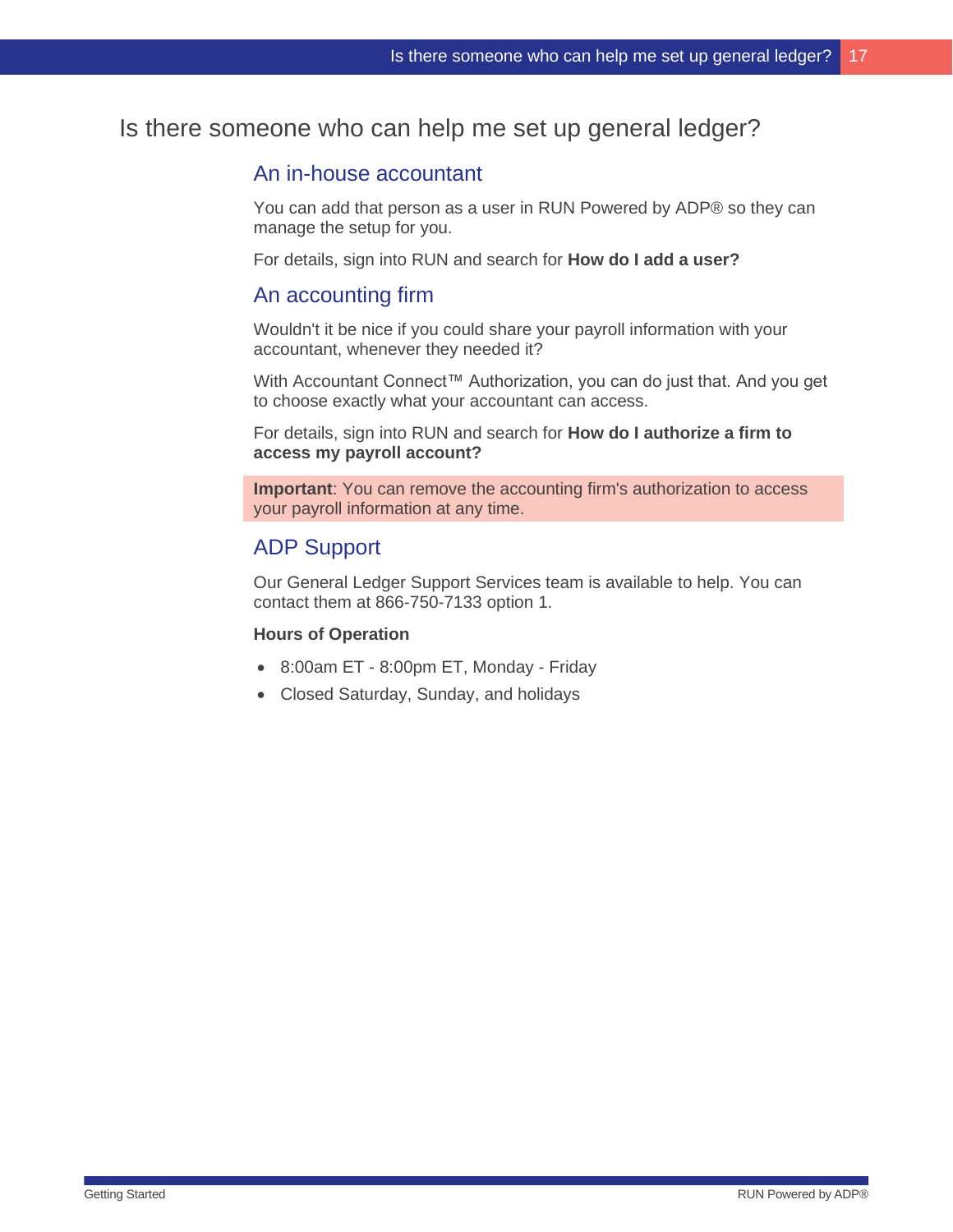# Is there someone who can help me set up general ledger?

## An in-house accountant

You can add that person as a user in RUN Powered by ADP® so they can manage the setup for you.

For details, sign into RUN and search for **How do I add a user?**

## An accounting firm

Wouldn't it be nice if you could share your payroll information with your accountant, whenever they needed it?

With Accountant Connect™ Authorization, you can do just that. And you get to choose exactly what your accountant can access.

For details, sign into RUN and search for **How do I authorize a firm to access my payroll account?**

**Important**: You can remove the accounting firm's authorization to access your payroll information at any time.

## ADP Support

Our General Ledger Support Services team is available to help. You can contact them at 866-750-7133 option 1.

**Hours of Operation**

- 8:00am ET - 8:00pm ET, Monday - Friday
- Closed Saturday, Sunday, and holidays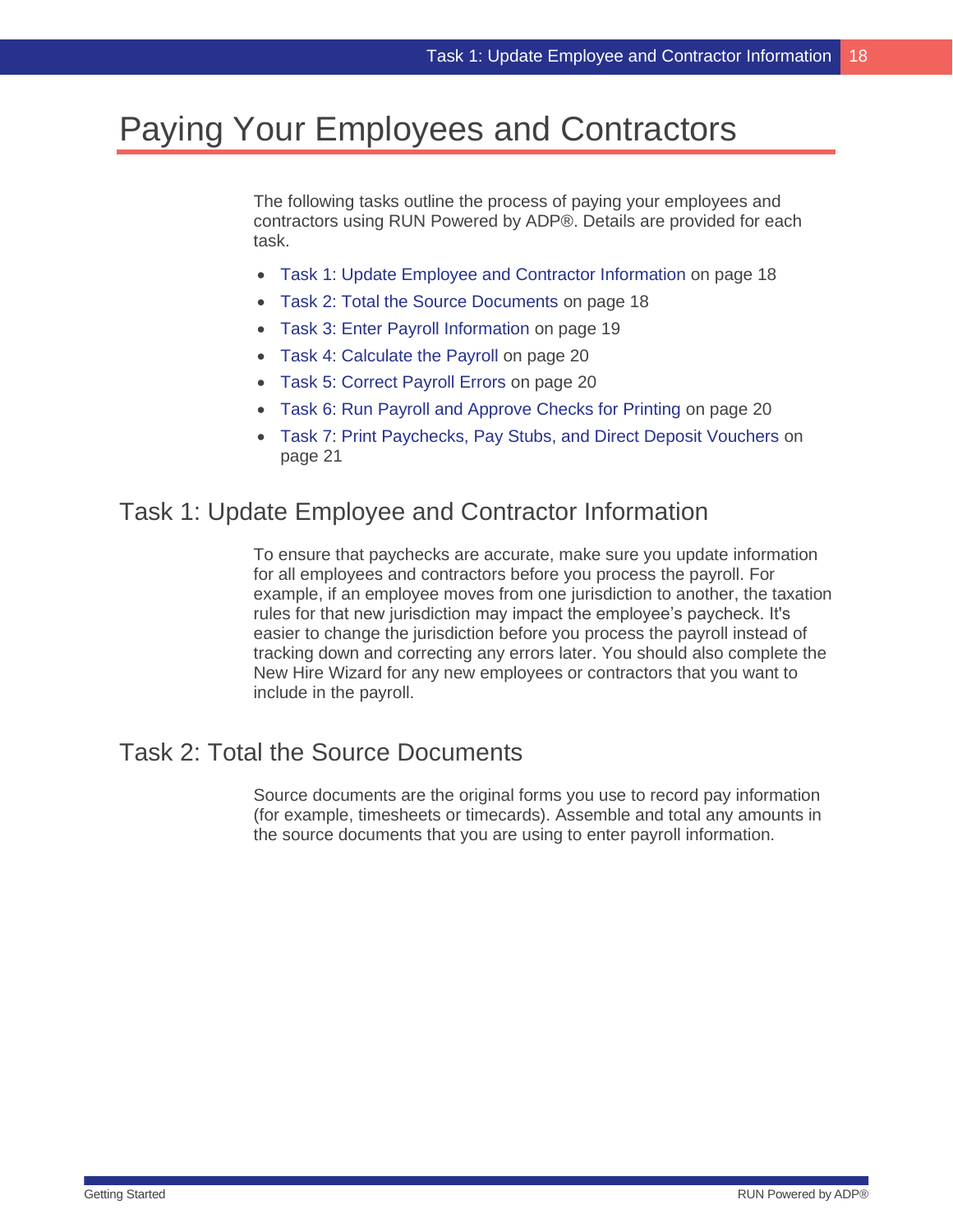# Paying Your Employees and Contractors

The following tasks outline the process of paying your employees and contractors using RUN Powered by ADP®. Details are provided for each task.

- Task 1: Update Employee and Contractor Information on page 18
- Task 2: Total the Source Documents on page 18
- Task 3: Enter Payroll Information on page 19
- Task 4: Calculate the Payroll on page 20
- Task 5: Correct Payroll Errors on page 20
- Task 6: Run Payroll and Approve Checks for Printing on page 20
- Task 7: Print Paychecks, Pay Stubs, and Direct Deposit Vouchers on page 21

## Task 1: Update Employee and Contractor Information

To ensure that paychecks are accurate, make sure you update information for all employees and contractors before you process the payroll. For example, if an employee moves from one jurisdiction to another, the taxation rules for that new jurisdiction may impact the employee's paycheck. It's easier to change the jurisdiction before you process the payroll instead of tracking down and correcting any errors later. You should also complete the New Hire Wizard for any new employees or contractors that you want to include in the payroll.

## Task 2: Total the Source Documents

Source documents are the original forms you use to record pay information (for example, timesheets or timecards). Assemble and total any amounts in the source documents that you are using to enter payroll information.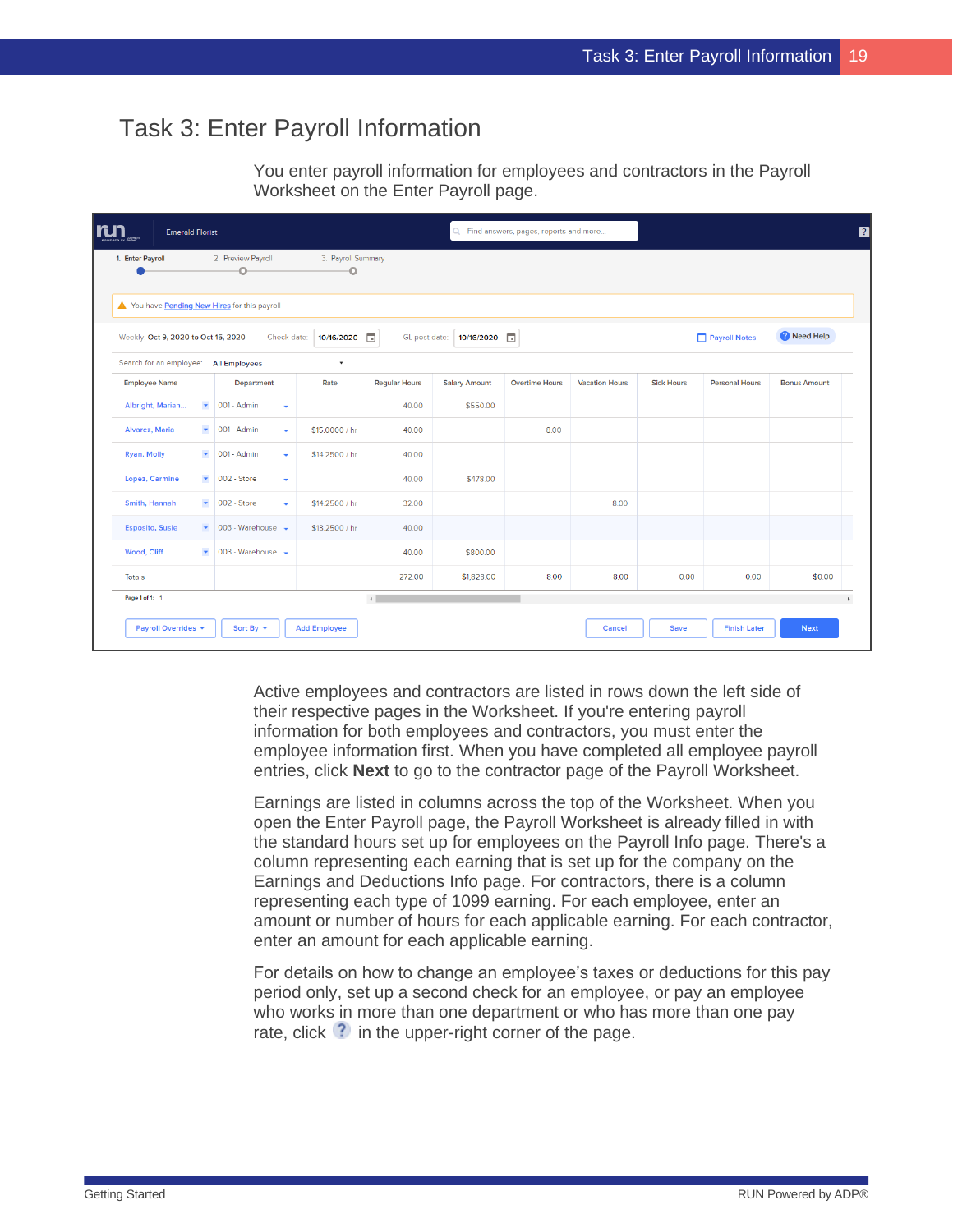# Task 3: Enter Payroll Information

You enter payroll information for employees and contractors in the Payroll Worksheet on the Enter Payroll page.

Active employees and contractors are listed in rows down the left side of their respective pages in the Worksheet. If you're entering payroll information for both employees and contractors, you must enter the employee information first. When you have completed all employee payroll entries, click **Next** to go to the contractor page of the Payroll Worksheet.

Earnings are listed in columns across the top of the Worksheet. When you open the Enter Payroll page, the Payroll Worksheet is already filled in with the standard hours set up for employees on the Payroll Info page. There's a column representing each earning that is set up for the company on the Earnings and Deductions Info page. For contractors, there is a column representing each type of 1099 earning. For each employee, enter an amount or number of hours for each applicable earning. For each contractor, enter an amount for each applicable earning.

For details on how to change an employee's taxes or deductions for this pay period only, set up a second check for an employee, or pay an employee who works in more than one department or who has more than one pay rate, click ? in the upper-right corner of the page.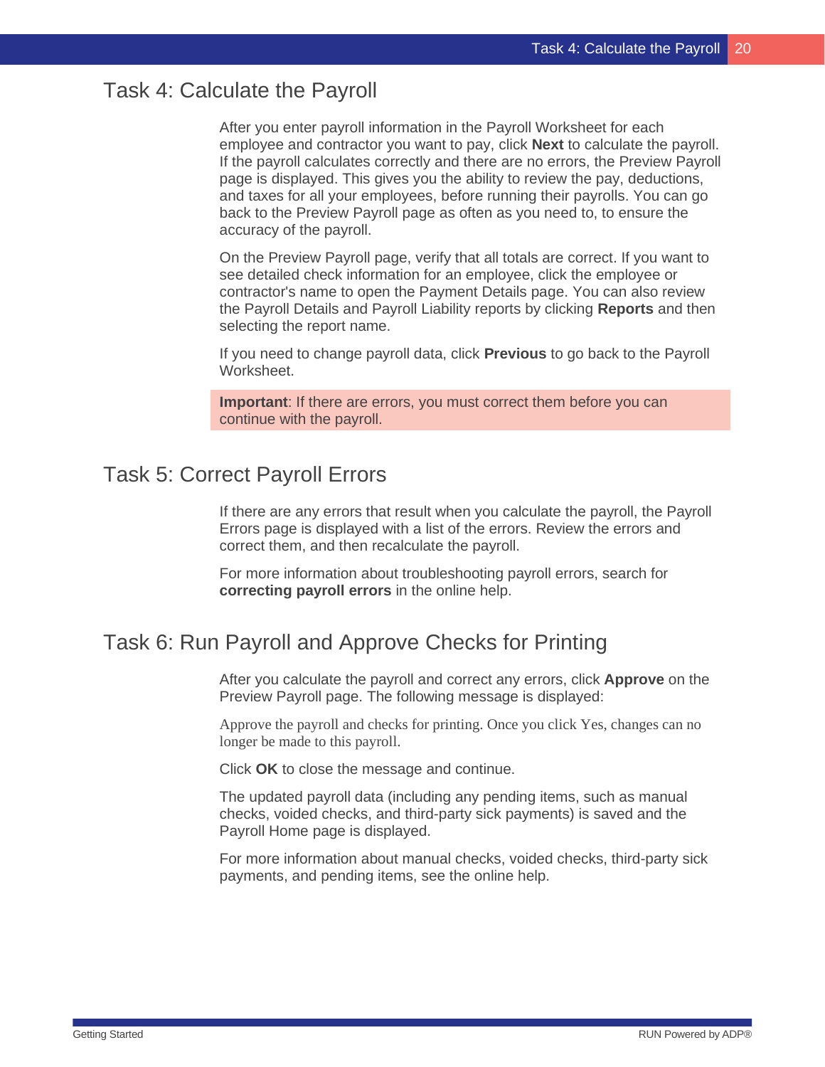# Task 4: Calculate the Payroll

After you enter payroll information in the Payroll Worksheet for each employee and contractor you want to pay, click **Next** to calculate the payroll. If the payroll calculates correctly and there are no errors, the Preview Payroll page is displayed. This gives you the ability to review the pay, deductions, and taxes for all your employees, before running their payrolls. You can go back to the Preview Payroll page as often as you need to, to ensure the accuracy of the payroll.

On the Preview Payroll page, verify that all totals are correct. If you want to see detailed check information for an employee, click the employee or contractor's name to open the Payment Details page. You can also review the Payroll Details and Payroll Liability reports by clicking **Reports** and then selecting the report name.

If you need to change payroll data, click **Previous** to go back to the Payroll Worksheet.

**Important**: If there are errors, you must correct them before you can continue with the payroll.

# Task 5: Correct Payroll Errors

If there are any errors that result when you calculate the payroll, the Payroll Errors page is displayed with a list of the errors. Review the errors and correct them, and then recalculate the payroll.

For more information about troubleshooting payroll errors, search for **correcting payroll errors** in the online help.

# Task 6: Run Payroll and Approve Checks for Printing

After you calculate the payroll and correct any errors, click **Approve** on the Preview Payroll page. The following message is displayed:

Approve the payroll and checks for printing. Once you click Yes, changes can no longer be made to this payroll.

Click **OK** to close the message and continue.

The updated payroll data (including any pending items, such as manual checks, voided checks, and third-party sick payments) is saved and the Payroll Home page is displayed.

For more information about manual checks, voided checks, third-party sick payments, and pending items, see the online help.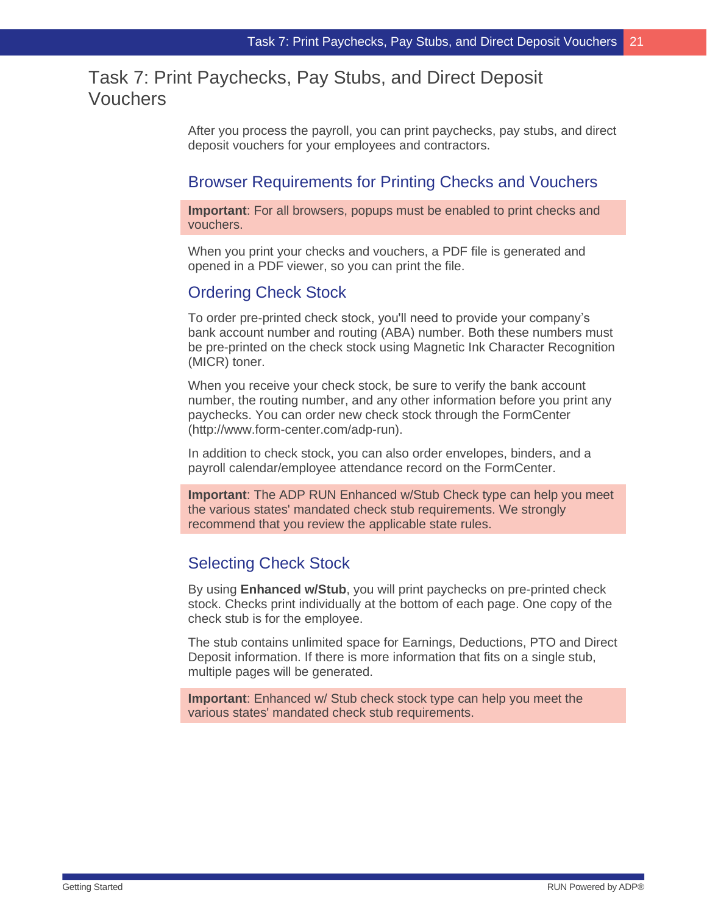# Task 7: Print Paychecks, Pay Stubs, and Direct Deposit Vouchers

After you process the payroll, you can print paychecks, pay stubs, and direct deposit vouchers for your employees and contractors.

## Browser Requirements for Printing Checks and Vouchers

**Important**: For all browsers, popups must be enabled to print checks and vouchers.

When you print your checks and vouchers, a PDF file is generated and opened in a PDF viewer, so you can print the file.

## Ordering Check Stock

To order pre-printed check stock, you'll need to provide your company's bank account number and routing (ABA) number. Both these numbers must be pre-printed on the check stock using Magnetic Ink Character Recognition (MICR) toner.

When you receive your check stock, be sure to verify the bank account number, the routing number, and any other information before you print any paychecks. You can order new check stock through the FormCenter (http://www.form-center.com/adp-run).

In addition to check stock, you can also order envelopes, binders, and a payroll calendar/employee attendance record on the FormCenter.

**Important**: The ADP RUN Enhanced w/Stub Check type can help you meet the various states' mandated check stub requirements. We strongly recommend that you review the applicable state rules.

## Selecting Check Stock

By using **Enhanced w/Stub**, you will print paychecks on pre-printed check stock. Checks print individually at the bottom of each page. One copy of the check stub is for the employee.

The stub contains unlimited space for Earnings, Deductions, PTO and Direct Deposit information. If there is more information that fits on a single stub, multiple pages will be generated.

**Important**: Enhanced w/ Stub check stock type can help you meet the various states' mandated check stub requirements.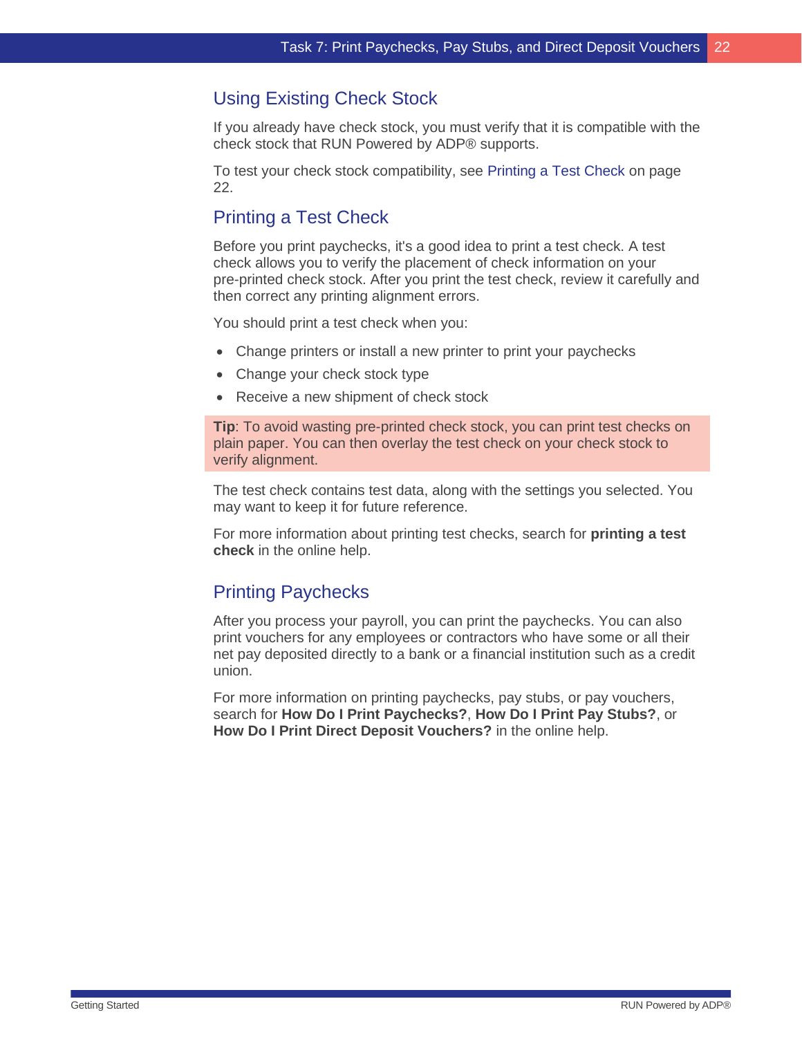## Using Existing Check Stock

If you already have check stock, you must verify that it is compatible with the check stock that RUN Powered by ADP® supports.

To test your check stock compatibility, see Printing a Test Check on page 22.

## Printing a Test Check

Before you print paychecks, it's a good idea to print a test check. A test check allows you to verify the placement of check information on your pre-printed check stock. After you print the test check, review it carefully and then correct any printing alignment errors.

You should print a test check when you:

- Change printers or install a new printer to print your paychecks
- Change your check stock type
- Receive a new shipment of check stock

**Tip**: To avoid wasting pre-printed check stock, you can print test checks on plain paper. You can then overlay the test check on your check stock to verify alignment.

The test check contains test data, along with the settings you selected. You may want to keep it for future reference.

For more information about printing test checks, search for **printing a test check** in the online help.

## Printing Paychecks

After you process your payroll, you can print the paychecks. You can also print vouchers for any employees or contractors who have some or all their net pay deposited directly to a bank or a financial institution such as a credit union.

For more information on printing paychecks, pay stubs, or pay vouchers, search for **How Do I Print Paychecks?**, **How Do I Print Pay Stubs?**, or **How Do I Print Direct Deposit Vouchers?** in the online help.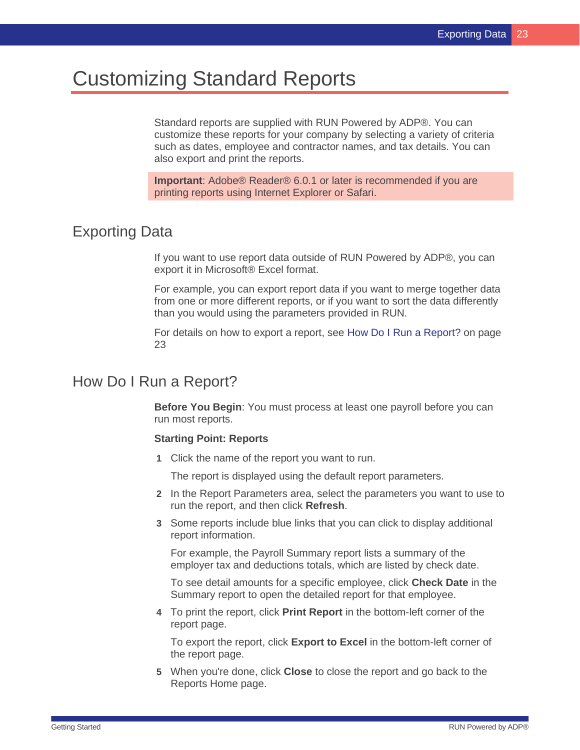# Customizing Standard Reports

Standard reports are supplied with RUN Powered by ADP®. You can customize these reports for your company by selecting a variety of criteria such as dates, employee and contractor names, and tax details. You can also export and print the reports.

**Important**: Adobe® Reader® 6.0.1 or later is recommended if you are printing reports using Internet Explorer or Safari.

## Exporting Data

If you want to use report data outside of RUN Powered by ADP®, you can export it in Microsoft® Excel format.

For example, you can export report data if you want to merge together data from one or more different reports, or if you want to sort the data differently than you would using the parameters provided in RUN.

For details on how to export a report, see How Do I Run a Report? on page 23

## How Do I Run a Report?

**Before You Begin**: You must process at least one payroll before you can run most reports.

**Starting Point: Reports**

1. Click the name of the report you want to run.

   The report is displayed using the default report parameters.

2. In the Report Parameters area, select the parameters you want to use to run the report, and then click **Refresh**.
3. Some reports include blue links that you can click to display additional report information.

   For example, the Payroll Summary report lists a summary of the employer tax and deductions totals, which are listed by check date.

   To see detail amounts for a specific employee, click **Check Date** in the Summary report to open the detailed report for that employee.

4. To print the report, click **Print Report** in the bottom-left corner of the report page.

   To export the report, click **Export to Excel** in the bottom-left corner of the report page.

5. When you're done, click **Close** to close the report and go back to the Reports Home page.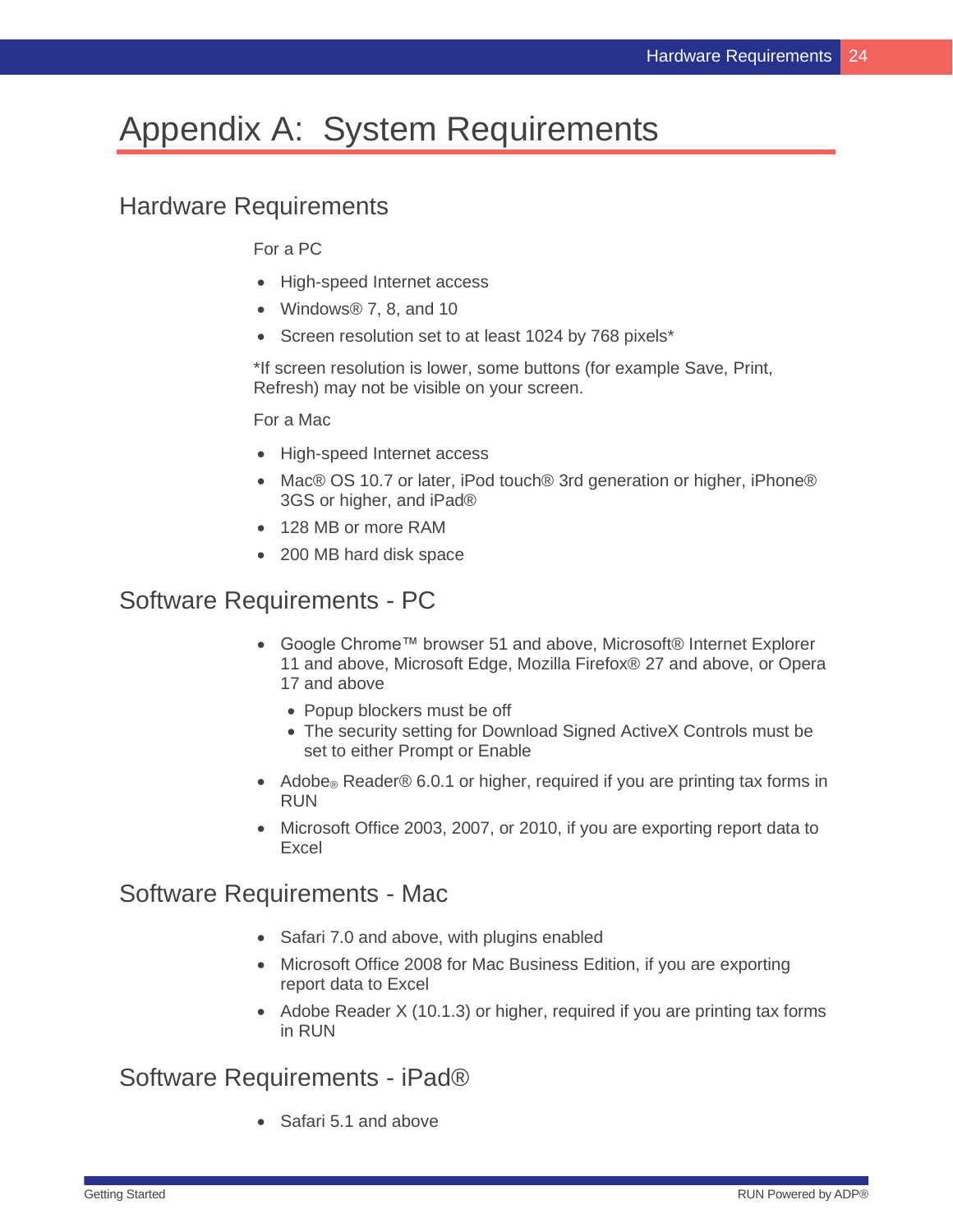# Appendix A: System Requirements

## Hardware Requirements

For a PC

- High-speed Internet access
- Windows® 7, 8, and 10
- Screen resolution set to at least 1024 by 768 pixels*

*If screen resolution is lower, some buttons (for example Save, Print, Refresh) may not be visible on your screen.

For a Mac

- High-speed Internet access
- Mac® OS 10.7 or later, iPod touch® 3rd generation or higher, iPhone® 3GS or higher, and iPad®
- 128 MB or more RAM
- 200 MB hard disk space

## Software Requirements - PC

- Google Chrome™ browser 51 and above, Microsoft® Internet Explorer 11 and above, Microsoft Edge, Mozilla Firefox® 27 and above, or Opera 17 and above
  - Popup blockers must be off
  - The security setting for Download Signed ActiveX Controls must be set to either Prompt or Enable
- Adobe® Reader® 6.0.1 or higher, required if you are printing tax forms in RUN
- Microsoft Office 2003, 2007, or 2010, if you are exporting report data to Excel

## Software Requirements - Mac

- Safari 7.0 and above, with plugins enabled
- Microsoft Office 2008 for Mac Business Edition, if you are exporting report data to Excel
- Adobe Reader X (10.1.3) or higher, required if you are printing tax forms in RUN

## Software Requirements - iPad®

- Safari 5.1 and above